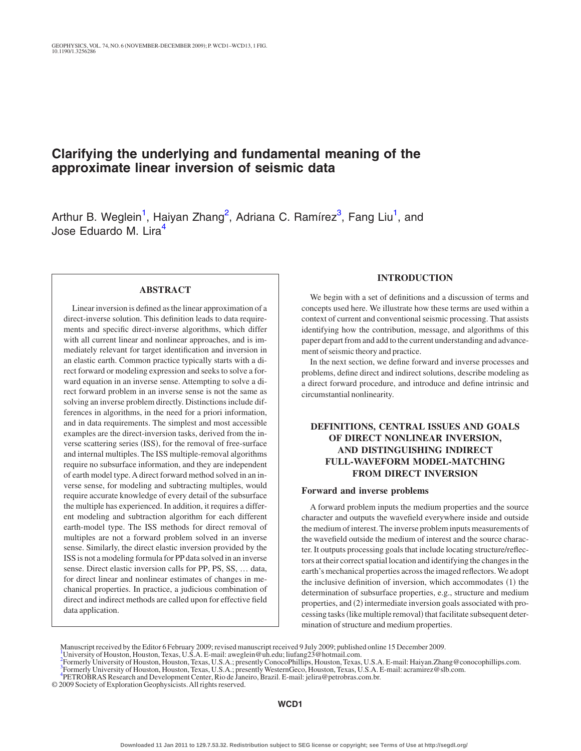# Clarifying the underlying and fundamental meaning of the approximate linear inversion of seismic data

Arthur B. Weglein[1], Haiyan Zhang[2], Adriana C. Ramírez[3], Fang Liu[1], and Jose Eduardo M. Lira[4]

## ABSTRACT

Linear inversion is defined as the linear approximation of a direct-inverse solution. This definition leads to data requirements and specific direct-inverse algorithms, which differ with all current linear and nonlinear approaches, and is immediately relevant for target identification and inversion in an elastic earth. Common practice typically starts with a direct forward or modeling expression and seeks to solve a forward equation in an inverse sense. Attempting to solve a direct forward problem in an inverse sense is not the same as solving an inverse problem directly. Distinctions include differences in algorithms, in the need for a priori information, and in data requirements. The simplest and most accessible examples are the direct-inversion tasks, derived from the inverse scattering series (ISS), for the removal of free-surface and internal multiples. The ISS multiple-removal algorithms require no subsurface information, and they are independent of earth model type. A direct forward method solved in an inverse sense, for modeling and subtracting multiples, would require accurate knowledge of every detail of the subsurface the multiple has experienced. In addition, it requires a different modeling and subtraction algorithm for each different earth-model type. The ISS methods for direct removal of multiples are not a forward problem solved in an inverse sense. Similarly, the direct elastic inversion provided by the ISS is not a modeling formula for PP data solved in an inverse sense. Direct elastic inversion calls for PP, PS, SS, … data, for direct linear and nonlinear estimates of changes in mechanical properties. In practice, a judicious combination of direct and indirect methods are called upon for effective field data application.

## INTRODUCTION

We begin with a set of definitions and a discussion of terms and concepts used here. We illustrate how these terms are used within a context of current and conventional seismic processing. That assists identifying how the contribution, message, and algorithms of this paper depart from and add to the current understanding and advancement of seismic theory and practice.

In the next section, we define forward and inverse processes and problems, define direct and indirect solutions, describe modeling as a direct forward procedure, and introduce and define intrinsic and circumstantial nonlinearity.

## DEFINITIONS, CENTRAL ISSUES AND GOALS OF DIRECT NONLINEAR INVERSION, AND DISTINGUISHING INDIRECT FULL-WAVEFORM MODEL-MATCHING FROM DIRECT INVERSION

### Forward and inverse problems

A forward problem inputs the medium properties and the source character and outputs the wavefield everywhere inside and outside the medium of interest. The inverse problem inputs measurements of the wavefield outside the medium of interest and the source character. It outputs processing goals that include locating structure/reflectors at their correct spatial location and identifying the changes in the earth's mechanical properties across the imaged reflectors. We adopt the inclusive definition of inversion, which accommodates (1) the determination of subsurface properties, e.g., structure and medium properties, and (2) intermediate inversion goals associated with processing tasks (like multiple removal) that facilitate subsequent determination of structure and medium properties.

Manuscript received by the Editor 6 February 2009; revised manuscript received 9 July 2009; published online 15 December 2009.

[1]University of Houston, Houston, Texas, U.S.A. E-mail: aweglein@uh.edu; liufang23@hotmail.com.

[2]Formerly University of Houston, Houston, Texas, U.S.A.; presently ConocoPhillips, Houston, Texas, U.S.A. E-mail: Haiyan.Zhang@conocophillips.com.

[3]Formerly University of Houston, Houston, Texas, U.S.A.; presently WesternGeco, Houston, Texas, U.S.A. E-mail: acramirez@slb.com.

[4]PETROBRAS Research and Development Center, Rio de Janeiro, Brazil. E-mail: jelira@petrobras.com.br.

© 2009 Society of Exploration Geophysicists. All rights reserved.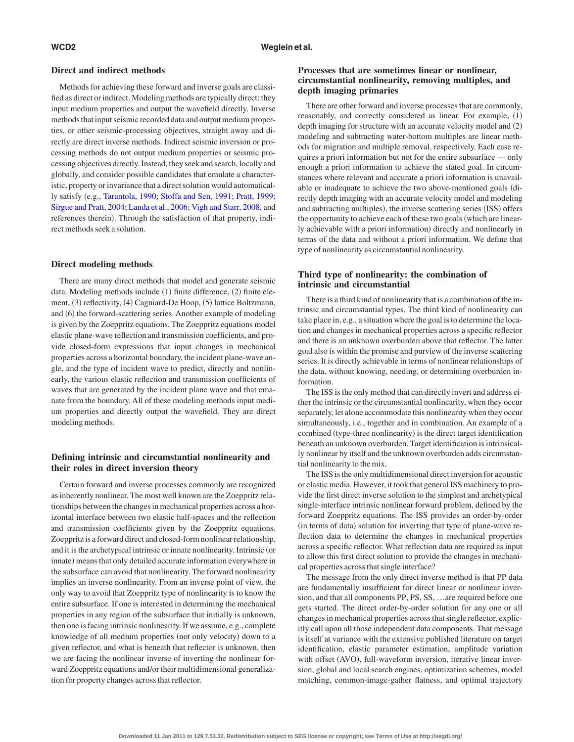### Direct and indirect methods

Methods for achieving these forward and inverse goals are classified as direct or indirect. Modeling methods are typically direct: they input medium properties and output the wavefield directly. Inverse methods that input seismic recorded data and output medium properties, or other seismic-processing objectives, straight away and directly are direct inverse methods. Indirect seismic inversion or processing methods do not output medium properties or seismic processing objectives directly. Instead, they seek and search, locally and globally, and consider possible candidates that emulate a characteristic, property or invariance that a direct solution would automatically satisfy (e.g., Tarantola, 1990; Stoffa and Sen, 1991; Pratt, 1999; Sirgue and Pratt, 2004; Landa et al., 2006; Vigh and Starr, 2008, and references therein). Through the satisfaction of that property, indirect methods seek a solution.

### Direct modeling methods

There are many direct methods that model and generate seismic data. Modeling methods include (1) finite difference, (2) finite element, (3) reflectivity, (4) Cagniard-De Hoop, (5) lattice Boltzmann, and (6) the forward-scattering series. Another example of modeling is given by the Zoeppritz equations. The Zoeppritz equations model elastic plane-wave reflection and transmission coefficients, and provide closed-form expressions that input changes in mechanical properties across a horizontal boundary, the incident plane-wave angle, and the type of incident wave to predict, directly and nonlinearly, the various elastic reflection and transmission coefficients of waves that are generated by the incident plane wave and that emanate from the boundary. All of these modeling methods input medium properties and directly output the wavefield. They are direct modeling methods.

### Defining intrinsic and circumstantial nonlinearity and their roles in direct inversion theory

Certain forward and inverse processes commonly are recognized as inherently nonlinear. The most well known are the Zoeppritz relationships between the changes in mechanical properties across a horizontal interface between two elastic half-spaces and the reflection and transmission coefficients given by the Zoeppritz equations. Zoeppritz is a forward direct and closed-form nonlinear relationship, and it is the archetypical intrinsic or innate nonlinearity. Intrinsic (or innate) means that only detailed accurate information everywhere in the subsurface can avoid that nonlinearity. The forward nonlinearity implies an inverse nonlinearity. From an inverse point of view, the only way to avoid that Zoeppritz type of nonlinearity is to know the entire subsurface. If one is interested in determining the mechanical properties in any region of the subsurface that initially is unknown, then one is facing intrinsic nonlinearity. If we assume, e.g., complete knowledge of all medium properties (not only velocity) down to a given reflector, and what is beneath that reflector is unknown, then we are facing the nonlinear inverse of inverting the nonlinear forward Zoeppritz equations and/or their multidimensional generalization for property changes across that reflector.

### Processes that are sometimes linear or nonlinear, circumstantial nonlinearity, removing multiples, and depth imaging primaries

There are other forward and inverse processes that are commonly, reasonably, and correctly considered as linear. For example, (1) depth imaging for structure with an accurate velocity model and (2) modeling and subtracting water-bottom multiples are linear methods for migration and multiple removal, respectively. Each case requires a priori information but not for the entire subsurface — only enough a priori information to achieve the stated goal. In circumstances where relevant and accurate a priori information is unavailable or inadequate to achieve the two above-mentioned goals (directly depth imaging with an accurate velocity model and modeling and subtracting multiples), the inverse scattering series (ISS) offers the opportunity to achieve each of these two goals (which are linearly achievable with a priori information) directly and nonlinearly in terms of the data and without a priori information. We define that type of nonlinearity as circumstantial nonlinearity.

### Third type of nonlinearity: the combination of intrinsic and circumstantial

There is a third kind of nonlinearity that is a combination of the intrinsic and circumstantial types. The third kind of nonlinearity can take place in, e.g., a situation where the goal is to determine the location and changes in mechanical properties across a specific reflector and there is an unknown overburden above that reflector. The latter goal also is within the promise and purview of the inverse scattering series. It is directly achievable in terms of nonlinear relationships of the data, without knowing, needing, or determining overburden information.

The ISS is the only method that can directly invert and address either the intrinsic or the circumstantial nonlinearity, when they occur separately, let alone accommodate this nonlinearity when they occur simultaneously, i.e., together and in combination. An example of a combined (type-three nonlinearity) is the direct target identification beneath an unknown overburden. Target identification is intrinsically nonlinear by itself and the unknown overburden adds circumstantial nonlinearity to the mix.

The ISS is the only multidimensional direct inversion for acoustic or elastic media. However, it took that general ISS machinery to provide the first direct inverse solution to the simplest and archetypical single-interface intrinsic nonlinear forward problem, defined by the forward Zoeppritz equations. The ISS provides an order-by-order (in terms of data) solution for inverting that type of plane-wave reflection data to determine the changes in mechanical properties across a specific reflector. What reflection data are required as input to allow this first direct solution to provide the changes in mechanical properties across that single interface?

The message from the only direct inverse method is that PP data are fundamentally insufficient for direct linear or nonlinear inversion, and that all components PP, PS, SS, …are required before one gets started. The direct order-by-order solution for any one or all changes in mechanical properties across that single reflector, explicitly call upon all those independent data components. That message is itself at variance with the extensive published literature on target identification, elastic parameter estimation, amplitude variation with offset (AVO), full-waveform inversion, iterative linear inversion, global and local search engines, optimization schemes, model matching, common-image-gather flatness, and optimal trajectory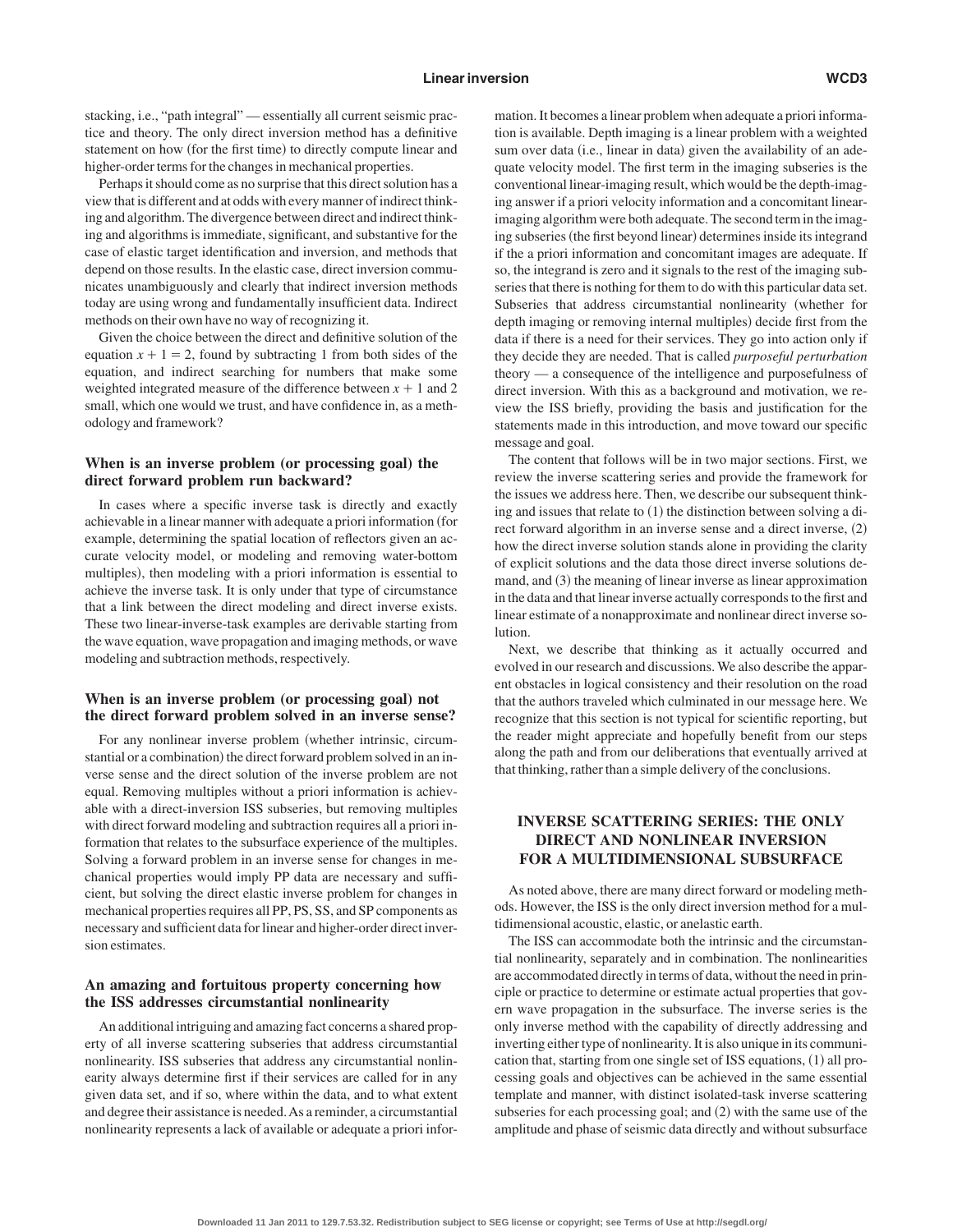stacking, i.e., "path integral" — essentially all current seismic practice and theory. The only direct inversion method has a definitive statement on how (for the first time) to directly compute linear and higher-order terms for the changes in mechanical properties.

Perhaps it should come as no surprise that this direct solution has a view that is different and at odds with every manner of indirect thinking and algorithm. The divergence between direct and indirect thinking and algorithms is immediate, significant, and substantive for the case of elastic target identification and inversion, and methods that depend on those results. In the elastic case, direct inversion communicates unambiguously and clearly that indirect inversion methods today are using wrong and fundamentally insufficient data. Indirect methods on their own have no way of recognizing it.

Given the choice between the direct and definitive solution of the equation $x + 1 = 2$, found by subtracting 1 from both sides of the equation, and indirect searching for numbers that make some weighted integrated measure of the difference between $x + 1$ and 2 small, which one would we trust, and have confidence in, as a methodology and framework?

### When is an inverse problem (or processing goal) the direct forward problem run backward?

In cases where a specific inverse task is directly and exactly achievable in a linear manner with adequate a priori information (for example, determining the spatial location of reflectors given an accurate velocity model, or modeling and removing water-bottom multiples), then modeling with a priori information is essential to achieve the inverse task. It is only under that type of circumstance that a link between the direct modeling and direct inverse exists. These two linear-inverse-task examples are derivable starting from the wave equation, wave propagation and imaging methods, or wave modeling and subtraction methods, respectively.

### When is an inverse problem (or processing goal) not the direct forward problem solved in an inverse sense?

For any nonlinear inverse problem (whether intrinsic, circumstantial or a combination) the direct forward problem solved in an inverse sense and the direct solution of the inverse problem are not equal. Removing multiples without a priori information is achievable with a direct-inversion ISS subseries, but removing multiples with direct forward modeling and subtraction requires all a priori information that relates to the subsurface experience of the multiples. Solving a forward problem in an inverse sense for changes in mechanical properties would imply PP data are necessary and sufficient, but solving the direct elastic inverse problem for changes in mechanical properties requires all PP, PS, SS, and SP components as necessary and sufficient data for linear and higher-order direct inversion estimates.

### An amazing and fortuitous property concerning how the ISS addresses circumstantial nonlinearity

An additional intriguing and amazing fact concerns a shared property of all inverse scattering subseries that address circumstantial nonlinearity. ISS subseries that address any circumstantial nonlinearity always determine first if their services are called for in any given data set, and if so, where within the data, and to what extent and degree their assistance is needed. As a reminder, a circumstantial nonlinearity represents a lack of available or adequate a priori information. It becomes a linear problem when adequate a priori information is available. Depth imaging is a linear problem with a weighted sum over data (i.e., linear in data) given the availability of an adequate velocity model. The first term in the imaging subseries is the conventional linear-imaging result, which would be the depth-imaging answer if a priori velocity information and a concomitant linear-imaging algorithm were both adequate. The second term in the imaging subseries (the first beyond linear) determines inside its integrand if the a priori information and concomitant images are adequate. If so, the integrand is zero and it signals to the rest of the imaging subseries that there is nothing for them to do with this particular data set. Subseries that address circumstantial nonlinearity (whether for depth imaging or removing internal multiples) decide first from the data if there is a need for their services. They go into action only if they decide they are needed. That is called *purposeful perturbation* theory — a consequence of the intelligence and purposefulness of direct inversion. With this as a background and motivation, we review the ISS briefly, providing the basis and justification for the statements made in this introduction, and move toward our specific message and goal.

The content that follows will be in two major sections. First, we review the inverse scattering series and provide the framework for the issues we address here. Then, we describe our subsequent thinking and issues that relate to (1) the distinction between solving a direct forward algorithm in an inverse sense and a direct inverse, (2) how the direct inverse solution stands alone in providing the clarity of explicit solutions and the data those direct inverse solutions demand, and (3) the meaning of linear inverse as linear approximation in the data and that linear inverse actually corresponds to the first and linear estimate of a nonapproximate and nonlinear direct inverse solution.

Next, we describe that thinking as it actually occurred and evolved in our research and discussions. We also describe the apparent obstacles in logical consistency and their resolution on the road that the authors traveled which culminated in our message here. We recognize that this section is not typical for scientific reporting, but the reader might appreciate and hopefully benefit from our steps along the path and from our deliberations that eventually arrived at that thinking, rather than a simple delivery of the conclusions.

## INVERSE SCATTERING SERIES: THE ONLY DIRECT AND NONLINEAR INVERSION FOR A MULTIDIMENSIONAL SUBSURFACE

As noted above, there are many direct forward or modeling methods. However, the ISS is the only direct inversion method for a multidimensional acoustic, elastic, or anelastic earth.

The ISS can accommodate both the intrinsic and the circumstantial nonlinearity, separately and in combination. The nonlinearities are accommodated directly in terms of data, without the need in principle or practice to determine or estimate actual properties that govern wave propagation in the subsurface. The inverse series is the only inverse method with the capability of directly addressing and inverting either type of nonlinearity. It is also unique in its communication that, starting from one single set of ISS equations, (1) all processing goals and objectives can be achieved in the same essential template and manner, with distinct isolated-task inverse scattering subseries for each processing goal; and (2) with the same use of the amplitude and phase of seismic data directly and without subsurface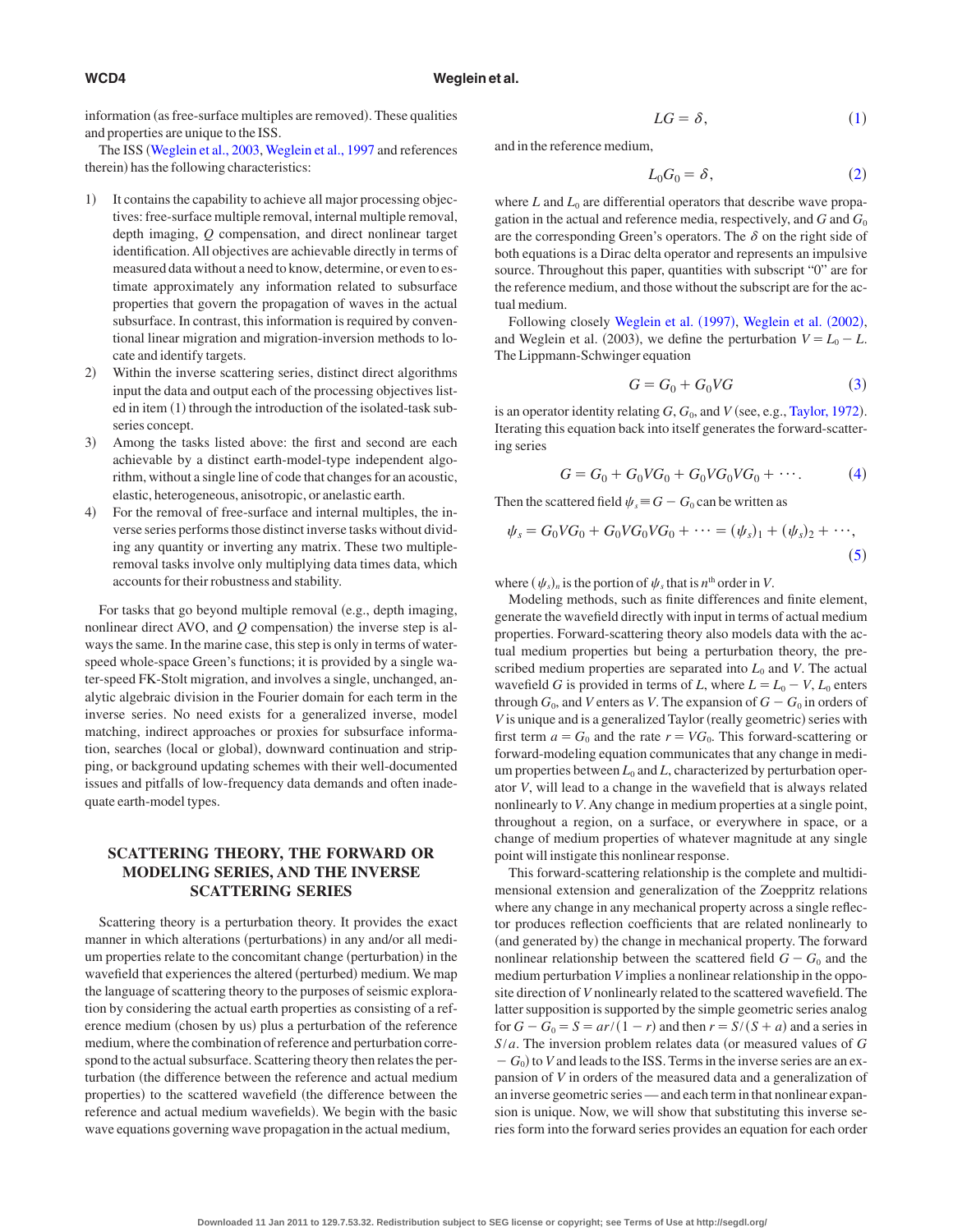information (as free-surface multiples are removed). These qualities and properties are unique to the ISS.

The ISS (Weglein et al., 2003, Weglein et al., 1997 and references therein) has the following characteristics:

1) It contains the capability to achieve all major processing objectives: free-surface multiple removal, internal multiple removal, depth imaging, $Q$ compensation, and direct nonlinear target identification. All objectives are achievable directly in terms of measured data without a need to know, determine, or even to estimate approximately any information related to subsurface properties that govern the propagation of waves in the actual subsurface. In contrast, this information is required by conventional linear migration and migration-inversion methods to locate and identify targets.
2) Within the inverse scattering series, distinct direct algorithms input the data and output each of the processing objectives listed in item (1) through the introduction of the isolated-task subseries concept.
3) Among the tasks listed above: the first and second are each achievable by a distinct earth-model-type independent algorithm, without a single line of code that changes for an acoustic, elastic, heterogeneous, anisotropic, or anelastic earth.
4) For the removal of free-surface and internal multiples, the inverse series performs those distinct inverse tasks without dividing any quantity or inverting any matrix. These two multiple-removal tasks involve only multiplying data times data, which accounts for their robustness and stability.

For tasks that go beyond multiple removal (e.g., depth imaging, nonlinear direct AVO, and $Q$ compensation) the inverse step is always the same. In the marine case, this step is only in terms of water-speed whole-space Green's functions; it is provided by a single water-speed FK-Stolt migration, and involves a single, unchanged, analytic algebraic division in the Fourier domain for each term in the inverse series. No need exists for a generalized inverse, model matching, indirect approaches or proxies for subsurface information, searches (local or global), downward continuation and stripping, or background updating schemes with their well-documented issues and pitfalls of low-frequency data demands and often inadequate earth-model types.

## SCATTERING THEORY, THE FORWARD OR MODELING SERIES, AND THE INVERSE SCATTERING SERIES

Scattering theory is a perturbation theory. It provides the exact manner in which alterations (perturbations) in any and/or all medium properties relate to the concomitant change (perturbation) in the wavefield that experiences the altered (perturbed) medium. We map the language of scattering theory to the purposes of seismic exploration by considering the actual earth properties as consisting of a reference medium (chosen by us) plus a perturbation of the reference medium, where the combination of reference and perturbation correspond to the actual subsurface. Scattering theory then relates the perturbation (the difference between the reference and actual medium properties) to the scattered wavefield (the difference between the reference and actual medium wavefields). We begin with the basic wave equations governing wave propagation in the actual medium,

$$LG = \delta, \tag{1}$$

and in the reference medium,

$$L_0 G_0 = \delta, \tag{2}$$

where $L$ and $L_0$ are differential operators that describe wave propagation in the actual and reference media, respectively, and $G$ and $G_0$ are the corresponding Green's operators. The $\delta$ on the right side of both equations is a Dirac delta operator and represents an impulsive source. Throughout this paper, quantities with subscript "0" are for the reference medium, and those without the subscript are for the actual medium.

Following closely Weglein et al. (1997), Weglein et al. (2002), and Weglein et al. (2003), we define the perturbation $V = L_0 - L$. The Lippmann-Schwinger equation

$$G = G_0 + G_0 V G \tag{3}$$

is an operator identity relating $G$, $G_0$, and $V$ (see, e.g., Taylor, 1972). Iterating this equation back into itself generates the forward-scattering series

$$G = G_0 + G_0 V G_0 + G_0 V G_0 V G_0 + \cdots. \tag{4}$$

Then the scattered field $\psi_s \equiv G - G_0$ can be written as

$$\psi_s = G_0 V G_0 + G_0 V G_0 V G_0 + \cdots = (\psi_s)_1 + (\psi_s)_2 + \cdots, \tag{5}$$

where $(\psi_s)_n$ is the portion of $\psi_s$ that is $n^{\text{th}}$ order in $V$.

Modeling methods, such as finite differences and finite element, generate the wavefield directly with input in terms of actual medium properties. Forward-scattering theory also models data with the actual medium properties but being a perturbation theory, the prescribed medium properties are separated into $L_0$ and $V$. The actual wavefield $G$ is provided in terms of $L$, where $L = L_0 - V$, $L_0$ enters through $G_0$, and $V$ enters as $V$. The expansion of $G - G_0$ in orders of $V$ is unique and is a generalized Taylor (really geometric) series with first term $a = G_0$ and the rate $r = VG_0$. This forward-scattering or forward-modeling equation communicates that any change in medium properties between $L_0$ and $L$, characterized by perturbation operator $V$, will lead to a change in the wavefield that is always related nonlinearly to $V$. Any change in medium properties at a single point, throughout a region, on a surface, or everywhere in space, or a change of medium properties of whatever magnitude at any single point will instigate this nonlinear response.

This forward-scattering relationship is the complete and multidimensional extension and generalization of the Zoeppritz relations where any change in any mechanical property across a single reflector produces reflection coefficients that are related nonlinearly to (and generated by) the change in mechanical property. The forward nonlinear relationship between the scattered field $G - G_0$ and the medium perturbation $V$ implies a nonlinear relationship in the opposite direction of $V$ nonlinearly related to the scattered wavefield. The latter supposition is supported by the simple geometric series analog for $G - G_0 = S = ar/(1-r)$ and then $r = S/(S+a)$ and a series in $S/a$. The inversion problem relates data (or measured values of $G - G_0$) to $V$ and leads to the ISS. Terms in the inverse series are an expansion of $V$ in orders of the measured data and a generalization of an inverse geometric series — and each term in that nonlinear expansion is unique. Now, we will show that substituting this inverse series form into the forward series provides an equation for each order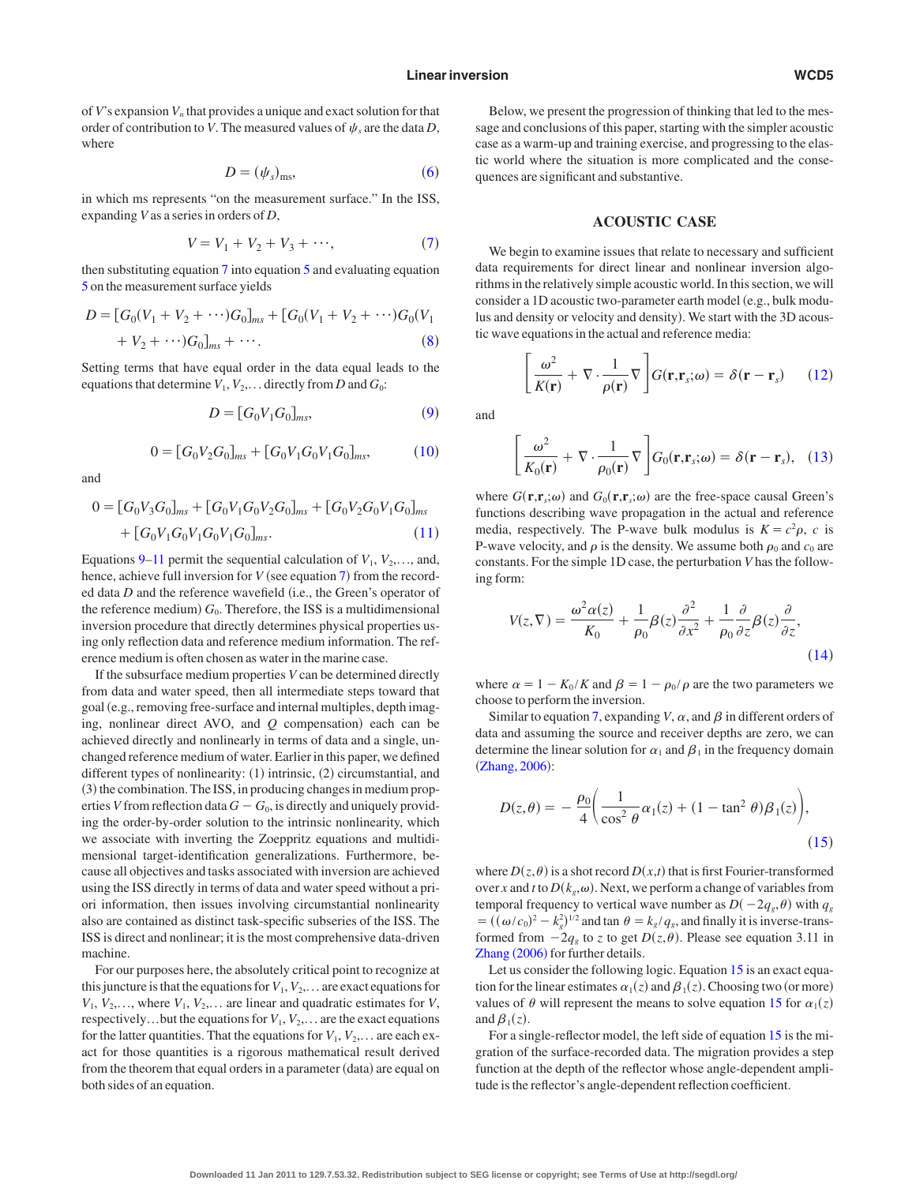of $V$'s expansion $V_n$ that provides a unique and exact solution for that order of contribution to $V$. The measured values of $\psi_s$ are the data $D$, where

$$D = (\psi_s)_{\mathrm{ms}}, \tag{6}$$

in which ms represents "on the measurement surface." In the ISS, expanding $V$ as a series in orders of $D$,

$$V = V_1 + V_2 + V_3 + \cdots, \tag{7}$$

then substituting equation 7 into equation 5 and evaluating equation 5 on the measurement surface yields

$$D = [G_0(V_1 + V_2 + \cdots)G_0]_{ms} + [G_0(V_1 + V_2 + \cdots)G_0(V_1 + V_2 + \cdots)G_0]_{ms} + \cdots. \tag{8}$$

Setting terms that have equal order in the data equal leads to the equations that determine $V_1, V_2, \ldots$ directly from $D$ and $G_0$:

$$D = [G_0 V_1 G_0]_{ms}, \tag{9}$$

$$0 = [G_0 V_2 G_0]_{ms} + [G_0 V_1 G_0 V_1 G_0]_{ms}, \tag{10}$$

and

$$0 = [G_0 V_3 G_0]_{ms} + [G_0 V_1 G_0 V_2 G_0]_{ms} + [G_0 V_2 G_0 V_1 G_0]_{ms} + [G_0 V_1 G_0 V_1 G_0 V_1 G_0]_{ms}. \tag{11}$$

Equations 9–11 permit the sequential calculation of $V_1, V_2, \ldots$, and, hence, achieve full inversion for $V$ (see equation 7) from the recorded data $D$ and the reference wavefield (i.e., the Green's operator of the reference medium) $G_0$. Therefore, the ISS is a multidimensional inversion procedure that directly determines physical properties using only reflection data and reference medium information. The reference medium is often chosen as water in the marine case.

If the subsurface medium properties $V$ can be determined directly from data and water speed, then all intermediate steps toward that goal (e.g., removing free-surface and internal multiples, depth imaging, nonlinear direct AVO, and $Q$ compensation) each can be achieved directly and nonlinearly in terms of data and a single, unchanged reference medium of water. Earlier in this paper, we defined different types of nonlinearity: (1) intrinsic, (2) circumstantial, and (3) the combination. The ISS, in producing changes in medium properties $V$ from reflection data $G - G_0$, is directly and uniquely providing the order-by-order solution to the intrinsic nonlinearity, which we associate with inverting the Zoeppritz equations and multidimensional target-identification generalizations. Furthermore, because all objectives and tasks associated with inversion are achieved using the ISS directly in terms of data and water speed without a priori information, then issues involving circumstantial nonlinearity also are contained as distinct task-specific subseries of the ISS. The ISS is direct and nonlinear; it is the most comprehensive data-driven machine.

For our purposes here, the absolutely critical point to recognize at this juncture is that the equations for $V_1, V_2, \ldots$ are exact equations for $V_1, V_2, \ldots$, where $V_1, V_2, \ldots$ are linear and quadratic estimates for $V$, respectively…but the equations for $V_1, V_2, \ldots$ are the exact equations for the latter quantities. That the equations for $V_1, V_2, \ldots$ are each exact for those quantities is a rigorous mathematical result derived from the theorem that equal orders in a parameter (data) are equal on both sides of an equation.

Below, we present the progression of thinking that led to the message and conclusions of this paper, starting with the simpler acoustic case as a warm-up and training exercise, and progressing to the elastic world where the situation is more complicated and the consequences are significant and substantive.

## ACOUSTIC CASE

We begin to examine issues that relate to necessary and sufficient data requirements for direct linear and nonlinear inversion algorithms in the relatively simple acoustic world. In this section, we will consider a 1D acoustic two-parameter earth model (e.g., bulk modulus and density or velocity and density). We start with the 3D acoustic wave equations in the actual and reference media:

$$\left[\frac{\omega^2}{K(\mathbf{r})} + \nabla \cdot \frac{1}{\rho(\mathbf{r})}\nabla\right] G(\mathbf{r}, \mathbf{r}_s; \omega) = \delta(\mathbf{r} - \mathbf{r}_s) \tag{12}$$

and

$$\left[\frac{\omega^2}{K_0(\mathbf{r})} + \nabla \cdot \frac{1}{\rho_0(\mathbf{r})}\nabla\right] G_0(\mathbf{r}, \mathbf{r}_s; \omega) = \delta(\mathbf{r} - \mathbf{r}_s), \tag{13}$$

where $G(\mathbf{r}, \mathbf{r}_s; \omega)$ and $G_0(\mathbf{r}, \mathbf{r}_s; \omega)$ are the free-space causal Green's functions describing wave propagation in the actual and reference media, respectively. The P-wave bulk modulus is $K = c^2\rho$, $c$ is P-wave velocity, and $\rho$ is the density. We assume both $\rho_0$ and $c_0$ are constants. For the simple 1D case, the perturbation $V$ has the following form:

$$V(z, \nabla) = \frac{\omega^2 \alpha(z)}{K_0} + \frac{1}{\rho_0}\beta(z)\frac{\partial^2}{\partial x^2} + \frac{1}{\rho_0}\frac{\partial}{\partial z}\beta(z)\frac{\partial}{\partial z}, \tag{14}$$

where $\alpha = 1 - K_0/K$ and $\beta = 1 - \rho_0/\rho$ are the two parameters we choose to perform the inversion.

Similar to equation 7, expanding $V$, $\alpha$, and $\beta$ in different orders of data and assuming the source and receiver depths are zero, we can determine the linear solution for $\alpha_1$ and $\beta_1$ in the frequency domain (Zhang, 2006):

$$D(z, \theta) = -\frac{\rho_0}{4}\left(\frac{1}{\cos^2\theta}\alpha_1(z) + (1 - \tan^2\theta)\beta_1(z)\right), \tag{15}$$

where $D(z, \theta)$ is a shot record $D(x, t)$ that is first Fourier-transformed over $x$ and $t$ to $D(k_g, \omega)$. Next, we perform a change of variables from temporal frequency to vertical wave number as $D(-2q_g, \theta)$ with $q_g = ((\omega/c_0)^2 - k_g^2)^{1/2}$ and $\tan\theta = k_g/q_g$, and finally it is inverse-transformed from $-2q_g$ to $z$ to get $D(z, \theta)$. Please see equation 3.11 in Zhang (2006) for further details.

Let us consider the following logic. Equation 15 is an exact equation for the linear estimates $\alpha_1(z)$ and $\beta_1(z)$. Choosing two (or more) values of $\theta$ will represent the means to solve equation 15 for $\alpha_1(z)$ and $\beta_1(z)$.

For a single-reflector model, the left side of equation 15 is the migration of the surface-recorded data. The migration provides a step function at the depth of the reflector whose angle-dependent amplitude is the reflector's angle-dependent reflection coefficient.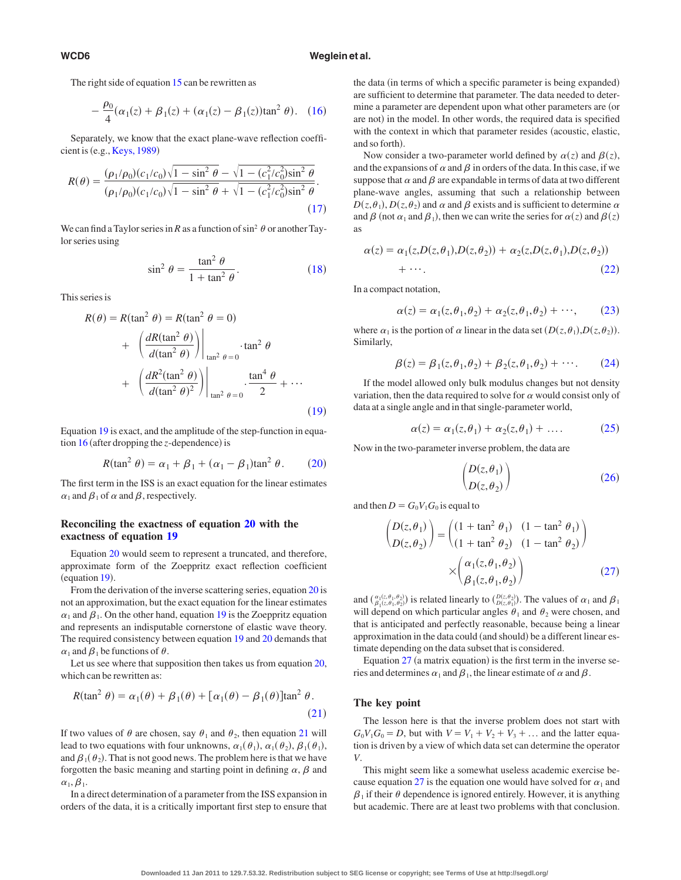The right side of equation 15 can be rewritten as

$$-\frac{\rho_0}{4}(\alpha_1(z)+\beta_1(z)+(\alpha_1(z)-\beta_1(z))\tan^2\theta). \quad (16)$$

Separately, we know that the exact plane-wave reflection coefficient is (e.g., Keys, 1989)

$$R(\theta)=\frac{(\rho_1/\rho_0)(c_1/c_0)\sqrt{1-\sin^2\theta}-\sqrt{1-(c_1^2/c_0^2)\sin^2\theta}}{(\rho_1/\rho_0)(c_1/c_0)\sqrt{1-\sin^2\theta}+\sqrt{1-(c_1^2/c_0^2)\sin^2\theta}}. \quad (17)$$

We can find a Taylor series in $R$ as a function of $\sin^2\theta$ or another Taylor series using

$$\sin^2\theta=\frac{\tan^2\theta}{1+\tan^2\theta}. \quad (18)$$

This series is

$$R(\theta)=R(\tan^2\theta)=R(\tan^2\theta=0)+\left(\frac{dR(\tan^2\theta)}{d(\tan^2\theta)}\right)\bigg|_{\tan^2\theta=0}\cdot\tan^2\theta+\left(\frac{dR^2(\tan^2\theta)}{d(\tan^2\theta)^2}\right)\bigg|_{\tan^2\theta=0}\cdot\frac{\tan^4\theta}{2}+\cdots \quad (19)$$

Equation 19 is exact, and the amplitude of the step-function in equation 16 (after dropping the $z$-dependence) is

$$R(\tan^2\theta)=\alpha_1+\beta_1+(\alpha_1-\beta_1)\tan^2\theta. \quad (20)$$

The first term in the ISS is an exact equation for the linear estimates $\alpha_1$ and $\beta_1$ of $\alpha$ and $\beta$, respectively.

### Reconciling the exactness of equation 20 with the exactness of equation 19

Equation 20 would seem to represent a truncated, and therefore, approximate form of the Zoeppritz exact reflection coefficient (equation 19).

From the derivation of the inverse scattering series, equation 20 is not an approximation, but the exact equation for the linear estimates $\alpha_1$ and $\beta_1$. On the other hand, equation 19 is the Zoeppritz equation and represents an indisputable cornerstone of elastic wave theory. The required consistency between equation 19 and 20 demands that $\alpha_1$ and $\beta_1$ be functions of $\theta$.

Let us see where that supposition then takes us from equation 20, which can be rewritten as:

$$R(\tan^2\theta)=\alpha_1(\theta)+\beta_1(\theta)+[\alpha_1(\theta)-\beta_1(\theta)]\tan^2\theta. \quad (21)$$

If two values of $\theta$ are chosen, say $\theta_1$ and $\theta_2$, then equation 21 will lead to two equations with four unknowns, $\alpha_1(\theta_1)$, $\alpha_1(\theta_2)$, $\beta_1(\theta_1)$, and $\beta_1(\theta_2)$. That is not good news. The problem here is that we have forgotten the basic meaning and starting point in defining $\alpha$, $\beta$ and $\alpha_1$, $\beta_1$.

In a direct determination of a parameter from the ISS expansion in orders of the data, it is a critically important first step to ensure that the data (in terms of which a specific parameter is being expanded) are sufficient to determine that parameter. The data needed to determine a parameter are dependent upon what other parameters are (or are not) in the model. In other words, the required data is specified with the context in which that parameter resides (acoustic, elastic, and so forth).

Now consider a two-parameter world defined by $\alpha(z)$ and $\beta(z)$, and the expansions of $\alpha$ and $\beta$ in orders of the data. In this case, if we suppose that $\alpha$ and $\beta$ are expandable in terms of data at two different plane-wave angles, assuming that such a relationship between $D(z,\theta_1)$, $D(z,\theta_2)$ and $\alpha$ and $\beta$ exists and is sufficient to determine $\alpha$ and $\beta$ (not $\alpha_1$ and $\beta_1$), then we can write the series for $\alpha(z)$ and $\beta(z)$ as

$$\alpha(z)=\alpha_1(z,D(z,\theta_1),D(z,\theta_2))+\alpha_2(z,D(z,\theta_1),D(z,\theta_2))+\cdots. \quad (22)$$

In a compact notation,

$$\alpha(z)=\alpha_1(z,\theta_1,\theta_2)+\alpha_2(z,\theta_1,\theta_2)+\cdots, \quad (23)$$

where $\alpha_1$ is the portion of $\alpha$ linear in the data set $(D(z,\theta_1),D(z,\theta_2))$. Similarly,

$$\beta(z)=\beta_1(z,\theta_1,\theta_2)+\beta_2(z,\theta_1,\theta_2)+\cdots. \quad (24)$$

If the model allowed only bulk modulus changes but not density variation, then the data required to solve for $\alpha$ would consist only of data at a single angle and in that single-parameter world,

$$\alpha(z)=\alpha_1(z,\theta_1)+\alpha_2(z,\theta_1)+\ldots. \quad (25)$$

Now in the two-parameter inverse problem, the data are

$$\begin{pmatrix}D(z,\theta_1)\\D(z,\theta_2)\end{pmatrix} \quad (26)$$

and then $D=G_0V_1G_0$ is equal to

$$\begin{pmatrix}D(z,\theta_1)\\D(z,\theta_2)\end{pmatrix}=\begin{pmatrix}(1+\tan^2\theta_1) & (1-\tan^2\theta_1)\\(1+\tan^2\theta_2) & (1-\tan^2\theta_2)\end{pmatrix}\times\begin{pmatrix}\alpha_1(z,\theta_1,\theta_2)\\\beta_1(z,\theta_1,\theta_2)\end{pmatrix} \quad (27)$$

and $\binom{\alpha_1(z,\theta_1,\theta_2)}{\beta_1(z,\theta_1,\theta_2)}$ is related linearly to $\binom{D(z,\theta_2)}{D(z,\theta_1)}$. The values of $\alpha_1$ and $\beta_1$ will depend on which particular angles $\theta_1$ and $\theta_2$ were chosen, and that is anticipated and perfectly reasonable, because being a linear approximation in the data could (and should) be a different linear estimate depending on the data subset that is considered.

Equation 27 (a matrix equation) is the first term in the inverse series and determines $\alpha_1$ and $\beta_1$, the linear estimate of $\alpha$ and $\beta$.

### The key point

The lesson here is that the inverse problem does not start with $G_0V_1G_0=D$, but with $V=V_1+V_2+V_3+\ldots$ and the latter equation is driven by a view of which data set can determine the operator $V$.

This might seem like a somewhat useless academic exercise because equation 27 is the equation one would have solved for $\alpha_1$ and $\beta_1$ if their $\theta$ dependence is ignored entirely. However, it is anything but academic. There are at least two problems with that conclusion.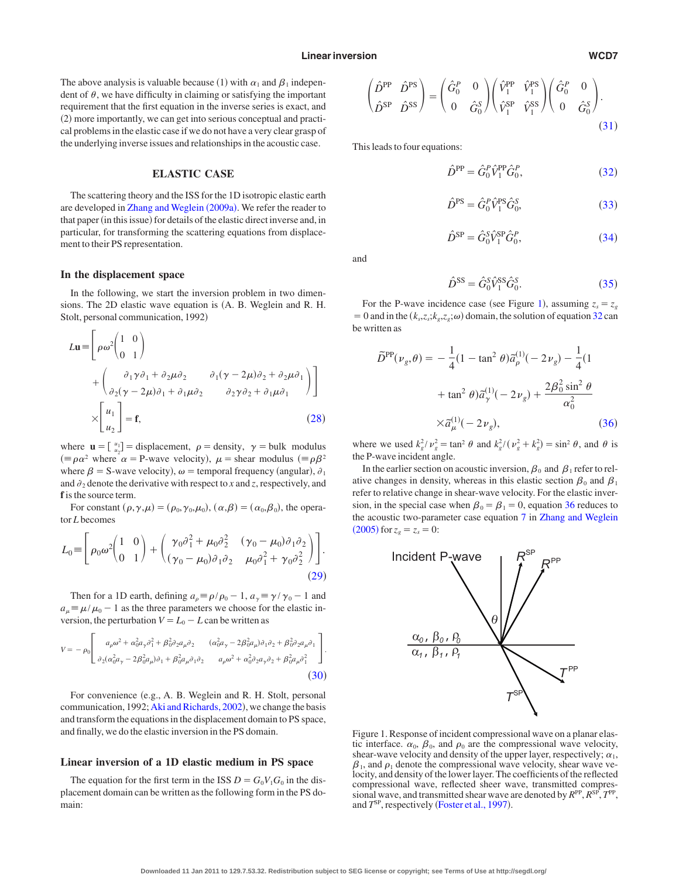The above analysis is valuable because (1) with $\alpha_1$ and $\beta_1$ independent of $\theta$, we have difficulty in claiming or satisfying the important requirement that the first equation in the inverse series is exact, and (2) more importantly, we can get into serious conceptual and practical problems in the elastic case if we do not have a very clear grasp of the underlying inverse issues and relationships in the acoustic case.

## ELASTIC CASE

The scattering theory and the ISS for the 1D isotropic elastic earth are developed in Zhang and Weglein (2009a). We refer the reader to that paper (in this issue) for details of the elastic direct inverse and, in particular, for transforming the scattering equations from displacement to their PS representation.

### In the displacement space

In the following, we start the inversion problem in two dimensions. The 2D elastic wave equation is (A. B. Weglein and R. H. Stolt, personal communication, 1992)

$$L\mathbf{u} \equiv \left[ \rho\omega^2 \begin{pmatrix} 1 & 0 \\ 0 & 1 \end{pmatrix} + \begin{pmatrix} \partial_1 \gamma \partial_1 + \partial_2 \mu \partial_2 & \partial_1(\gamma - 2\mu)\partial_2 + \partial_2 \mu \partial_1 \\ \partial_2(\gamma - 2\mu)\partial_1 + \partial_1 \mu \partial_2 & \partial_2 \gamma \partial_2 + \partial_1 \mu \partial_1 \end{pmatrix} \right] \times \begin{bmatrix} u_1 \\ u_2 \end{bmatrix} = \mathbf{f}, \tag{28}$$

where $\mathbf{u} = \begin{bmatrix} u_1 \\ u_2 \end{bmatrix}$ = displacement, $\rho$ = density, $\gamma$ = bulk modulus ($\equiv \rho\alpha^2$ where $\alpha$ = P-wave velocity), $\mu$ = shear modulus ($\equiv \rho\beta^2$ where $\beta$ = S-wave velocity), $\omega$ = temporal frequency (angular), $\partial_1$ and $\partial_2$ denote the derivative with respect to $x$ and $z$, respectively, and $\mathbf{f}$ is the source term.

For constant $(\rho, \gamma, \mu) = (\rho_0, \gamma_0, \mu_0)$, $(\alpha, \beta) = (\alpha_0, \beta_0)$, the operator $L$ becomes

$$L_0 \equiv \left[ \rho_0\omega^2 \begin{pmatrix} 1 & 0 \\ 0 & 1 \end{pmatrix} + \begin{pmatrix} \gamma_0 \partial_1^2 + \mu_0 \partial_2^2 & (\gamma_0 - \mu_0)\partial_1\partial_2 \\ (\gamma_0 - \mu_0)\partial_1\partial_2 & \mu_0\partial_1^2 + \gamma_0\partial_2^2 \end{pmatrix} \right]. \tag{29}$$

Then for a 1D earth, defining $a_\rho \equiv \rho/\rho_0 - 1$, $a_\gamma \equiv \gamma/\gamma_0 - 1$ and $a_\mu \equiv \mu/\mu_0 - 1$ as the three parameters we choose for the elastic inversion, the perturbation $V = L_0 - L$ can be written as

$$V = -\rho_0 \begin{bmatrix} a_\rho\omega^2 + \alpha_0^2 a_\gamma \partial_1^2 + \beta_0^2 \partial_2 a_\mu \partial_2 & (\alpha_0^2 a_\gamma - 2\beta_0^2 a_\mu)\partial_1\partial_2 + \beta_0^2 \partial_2 a_\mu \partial_1 \\ \partial_2(\alpha_0^2 a_\gamma - 2\beta_0^2 a_\mu)\partial_1 + \beta_0^2 a_\mu \partial_1 \partial_2 & a_\rho\omega^2 + \alpha_0^2 \partial_2 a_\gamma \partial_2 + \beta_0^2 a_\mu \partial_1^2 \end{bmatrix}. \tag{30}$$

For convenience (e.g., A. B. Weglein and R. H. Stolt, personal communication, 1992; Aki and Richards, 2002), we change the basis and transform the equations in the displacement domain to PS space, and finally, we do the elastic inversion in the PS domain.

### Linear inversion of a 1D elastic medium in PS space

The equation for the first term in the ISS $D = G_0 V_1 G_0$ in the displacement domain can be written as the following form in the PS domain:

$$\begin{pmatrix} \hat{D}^{PP} & \hat{D}^{PS} \\ \hat{D}^{SP} & \hat{D}^{SS} \end{pmatrix} = \begin{pmatrix} \hat{G}_0^P & 0 \\ 0 & \hat{G}_0^S \end{pmatrix} \begin{pmatrix} \hat{V}_1^{PP} & \hat{V}_1^{PS} \\ \hat{V}_1^{SP} & \hat{V}_1^{SS} \end{pmatrix} \begin{pmatrix} \hat{G}_0^P & 0 \\ 0 & \hat{G}_0^S \end{pmatrix}. \tag{31}$$

This leads to four equations:

$$\hat{D}^{PP} = \hat{G}_0^P \hat{V}_1^{PP} \hat{G}_0^P, \tag{32}$$

$$\hat{D}^{PS} = \hat{G}_0^P \hat{V}_1^{PS} \hat{G}_0^S, \tag{33}$$

$$\hat{D}^{SP} = \hat{G}_0^S \hat{V}_1^{SP} \hat{G}_0^P, \tag{34}$$

and

$$\hat{D}^{SS} = \hat{G}_0^S \hat{V}_1^{SS} \hat{G}_0^S. \tag{35}$$

For the P-wave incidence case (see Figure 1), assuming $z_s = z_g = 0$ and in the $(k_s, z_s; k_g, z_g; \omega)$ domain, the solution of equation 32 can be written as

$$\widetilde{D}^{PP}(\nu_g, \theta) = -\frac{1}{4}(1 - \tan^2\theta)\widetilde{a}_\rho^{(1)}(-2\nu_g) - \frac{1}{4}(1 + \tan^2\theta)\widetilde{a}_\gamma^{(1)}(-2\nu_g) + \frac{2\beta_0^2 \sin^2\theta}{\alpha_0^2} \times \widetilde{a}_\mu^{(1)}(-2\nu_g), \tag{36}$$

where we used $k_g^2/\nu_g^2 = \tan^2\theta$ and $k_g^2/(\nu_g^2 + k_g^2) = \sin^2\theta$, and $\theta$ is the P-wave incident angle.

In the earlier section on acoustic inversion, $\beta_0$ and $\beta_1$ refer to relative changes in density, whereas in this elastic section $\beta_0$ and $\beta_1$ refer to relative change in shear-wave velocity. For the elastic inversion, in the special case when $\beta_0 = \beta_1 = 0$, equation 36 reduces to the acoustic two-parameter case equation 7 in Zhang and Weglein (2005) for $z_g = z_s = 0$:

Figure 1. Response of incident compressional wave on a planar elastic interface. $\alpha_0$, $\beta_0$, and $\rho_0$ are the compressional wave velocity, shear-wave velocity and density of the upper layer, respectively; $\alpha_1$, $\beta_1$, and $\rho_1$ denote the compressional wave velocity, shear wave velocity, and density of the lower layer. The coefficients of the reflected compressional wave, reflected sheer wave, transmitted compressional wave, and transmitted shear wave are denoted by $R^{PP}$, $R^{SP}$, $T^{PP}$, and $T^{SP}$, respectively (Foster et al., 1997).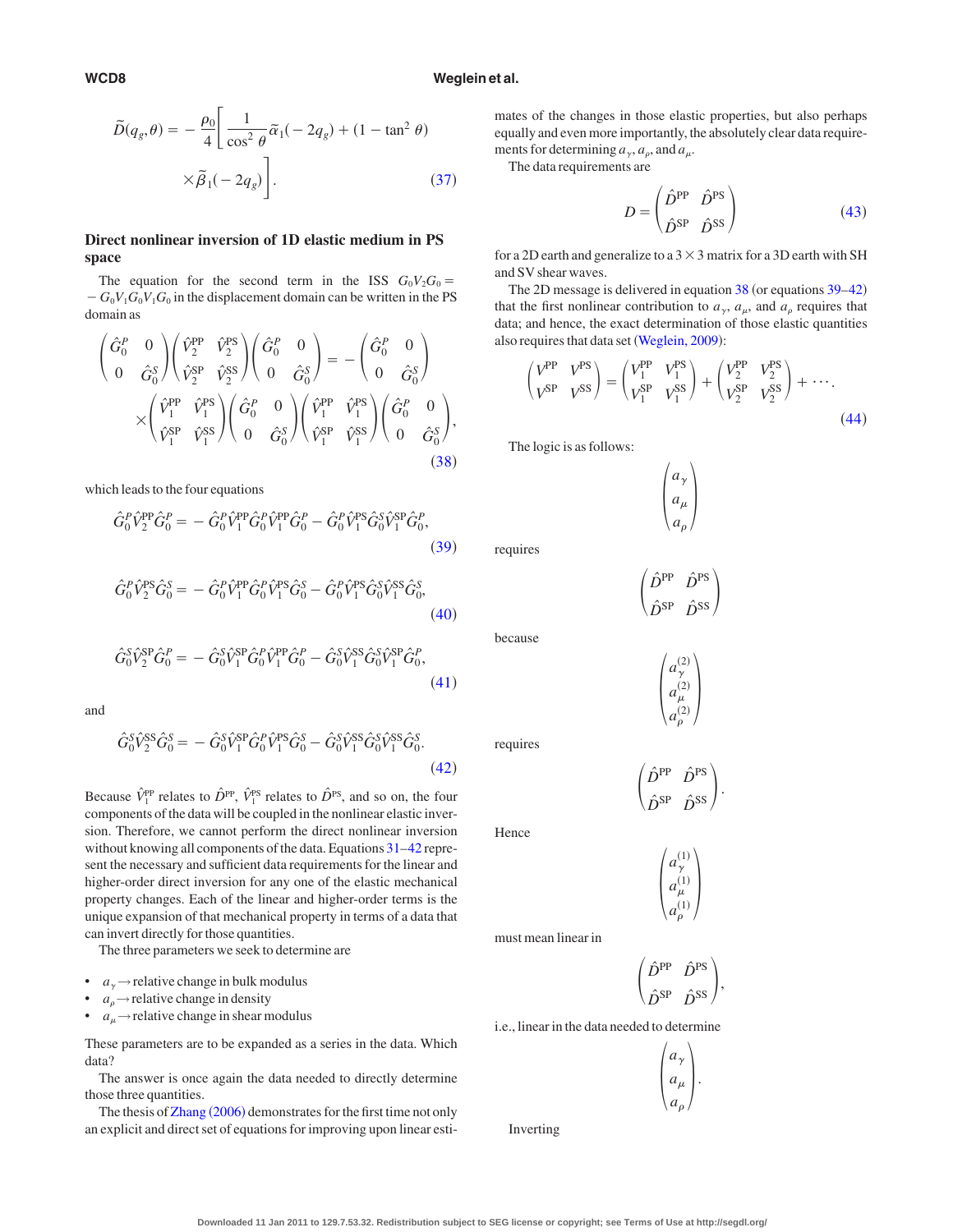$$\widetilde{D}(q_g,\theta) = -\frac{\rho_0}{4}\left[\frac{1}{\cos^2\theta}\widetilde{\alpha}_1(-2q_g) + (1-\tan^2\theta)\right.$$
$$\left.\times\widetilde{\beta}_1(-2q_g)\right]. \qquad (37)$$

### Direct nonlinear inversion of 1D elastic medium in PS space

The equation for the second term in the ISS $G_0V_2G_0 = -G_0V_1G_0V_1G_0$ in the displacement domain can be written in the PS domain as

$$\begin{pmatrix} \hat{G}_0^P & 0 \\ 0 & \hat{G}_0^S \end{pmatrix}\begin{pmatrix} \hat{V}_2^{\mathrm{PP}} & \hat{V}_2^{\mathrm{PS}} \\ \hat{V}_2^{\mathrm{SP}} & \hat{V}_2^{\mathrm{SS}} \end{pmatrix}\begin{pmatrix} \hat{G}_0^P & 0 \\ 0 & \hat{G}_0^S \end{pmatrix} = -\begin{pmatrix} \hat{G}_0^P & 0 \\ 0 & \hat{G}_0^S \end{pmatrix}$$
$$\times\begin{pmatrix} \hat{V}_1^{\mathrm{PP}} & \hat{V}_1^{\mathrm{PS}} \\ \hat{V}_1^{\mathrm{SP}} & \hat{V}_1^{\mathrm{SS}} \end{pmatrix}\begin{pmatrix} \hat{G}_0^P & 0 \\ 0 & \hat{G}_0^S \end{pmatrix}\begin{pmatrix} \hat{V}_1^{\mathrm{PP}} & \hat{V}_1^{\mathrm{PS}} \\ \hat{V}_1^{\mathrm{SP}} & \hat{V}_1^{\mathrm{SS}} \end{pmatrix}\begin{pmatrix} \hat{G}_0^P & 0 \\ 0 & \hat{G}_0^S \end{pmatrix}, \qquad (38)$$

which leads to the four equations

$$\hat{G}_0^P\hat{V}_2^{\mathrm{PP}}\hat{G}_0^P = -\hat{G}_0^P\hat{V}_1^{\mathrm{PP}}\hat{G}_0^P\hat{V}_1^{\mathrm{PP}}\hat{G}_0^P - \hat{G}_0^P\hat{V}_1^{\mathrm{PS}}\hat{G}_0^S\hat{V}_1^{\mathrm{SP}}\hat{G}_0^P, \qquad (39)$$

$$\hat{G}_0^P\hat{V}_2^{\mathrm{PS}}\hat{G}_0^S = -\hat{G}_0^P\hat{V}_1^{\mathrm{PP}}\hat{G}_0^P\hat{V}_1^{\mathrm{PS}}\hat{G}_0^S - \hat{G}_0^P\hat{V}_1^{\mathrm{PS}}\hat{G}_0^S\hat{V}_1^{\mathrm{SS}}\hat{G}_0^S, \qquad (40)$$

$$\hat{G}_0^S\hat{V}_2^{\mathrm{SP}}\hat{G}_0^P = -\hat{G}_0^S\hat{V}_1^{\mathrm{SP}}\hat{G}_0^P\hat{V}_1^{\mathrm{PP}}\hat{G}_0^P - \hat{G}_0^S\hat{V}_1^{\mathrm{SS}}\hat{G}_0^S\hat{V}_1^{\mathrm{SP}}\hat{G}_0^P, \qquad (41)$$

and

$$\hat{G}_0^S\hat{V}_2^{\mathrm{SS}}\hat{G}_0^S = -\hat{G}_0^S\hat{V}_1^{\mathrm{SP}}\hat{G}_0^P\hat{V}_1^{\mathrm{PS}}\hat{G}_0^S - \hat{G}_0^S\hat{V}_1^{\mathrm{SS}}\hat{G}_0^S\hat{V}_1^{\mathrm{SS}}\hat{G}_0^S. \qquad (42)$$

Because $\hat{V}_1^{\mathrm{PP}}$ relates to $\hat{D}^{\mathrm{PP}}$, $\hat{V}_1^{\mathrm{PS}}$ relates to $\hat{D}^{\mathrm{PS}}$, and so on, the four components of the data will be coupled in the nonlinear elastic inversion. Therefore, we cannot perform the direct nonlinear inversion without knowing all components of the data. Equations 31–42 represent the necessary and sufficient data requirements for the linear and higher-order direct inversion for any one of the elastic mechanical property changes. Each of the linear and higher-order terms is the unique expansion of that mechanical property in terms of a data that can invert directly for those quantities.

The three parameters we seek to determine are

- $a_\gamma \rightarrow$ relative change in bulk modulus
- $a_\rho \rightarrow$ relative change in density
- $a_\mu \rightarrow$ relative change in shear modulus

These parameters are to be expanded as a series in the data. Which data?

The answer is once again the data needed to directly determine those three quantities.

The thesis of Zhang (2006) demonstrates for the first time not only an explicit and direct set of equations for improving upon linear estimates of the changes in those elastic properties, but also perhaps equally and even more importantly, the absolutely clear data requirements for determining $a_\gamma$, $a_\rho$, and $a_\mu$.

The data requirements are

$$D = \begin{pmatrix} \hat{D}^{\mathrm{PP}} & \hat{D}^{\mathrm{PS}} \\ \hat{D}^{\mathrm{SP}} & \hat{D}^{\mathrm{SS}} \end{pmatrix} \qquad (43)$$

for a 2D earth and generalize to a $3\times 3$ matrix for a 3D earth with SH and SV shear waves.

The 2D message is delivered in equation 38 (or equations 39–42) that the first nonlinear contribution to $a_\gamma$, $a_\mu$, and $a_\rho$ requires that data; and hence, the exact determination of those elastic quantities also requires that data set (Weglein, 2009):

$$\begin{pmatrix} V^{\mathrm{PP}} & V^{\mathrm{PS}} \\ V^{\mathrm{SP}} & V^{\mathrm{SS}} \end{pmatrix} = \begin{pmatrix} V_1^{\mathrm{PP}} & V_1^{\mathrm{PS}} \\ V_1^{\mathrm{SP}} & V_1^{\mathrm{SS}} \end{pmatrix} + \begin{pmatrix} V_2^{\mathrm{PP}} & V_2^{\mathrm{PS}} \\ V_2^{\mathrm{SP}} & V_2^{\mathrm{SS}} \end{pmatrix} + \cdots. \qquad (44)$$

The logic is as follows:

$$\begin{pmatrix} a_\gamma \\ a_\mu \\ a_\rho \end{pmatrix}$$

requires

$$\begin{pmatrix} \hat{D}^{\mathrm{PP}} & \hat{D}^{\mathrm{PS}} \\ \hat{D}^{\mathrm{SP}} & \hat{D}^{\mathrm{SS}} \end{pmatrix}$$

because

$$\begin{pmatrix} a_\gamma^{(2)} \\ a_\mu^{(2)} \\ a_\rho^{(2)} \end{pmatrix}$$

requires

$$\begin{pmatrix} \hat{D}^{\mathrm{PP}} & \hat{D}^{\mathrm{PS}} \\ \hat{D}^{\mathrm{SP}} & \hat{D}^{\mathrm{SS}} \end{pmatrix}.$$

Hence

$$\begin{pmatrix} a_\gamma^{(1)} \\ a_\mu^{(1)} \\ a_\rho^{(1)} \end{pmatrix}$$

must mean linear in

$$\begin{pmatrix} \hat{D}^{\mathrm{PP}} & \hat{D}^{\mathrm{PS}} \\ \hat{D}^{\mathrm{SP}} & \hat{D}^{\mathrm{SS}} \end{pmatrix},$$

i.e., linear in the data needed to determine

$$\begin{pmatrix} a_\gamma \\ a_\mu \\ a_\rho \end{pmatrix}.$$

Inverting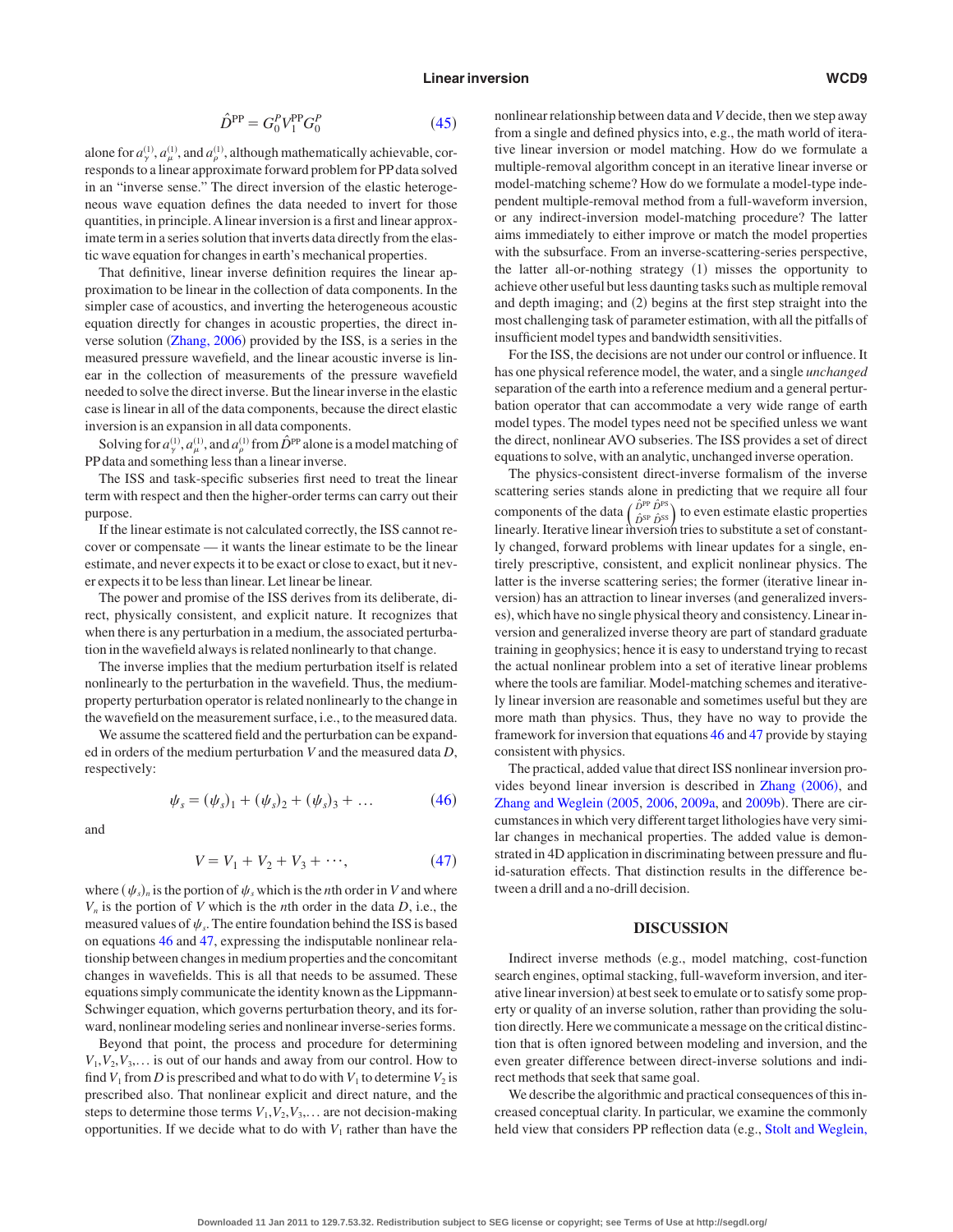$$\hat{D}^{\mathrm{PP}} = G_0^P V_1^{\mathrm{PP}} G_0^P \tag{45}$$

alone for $a_\gamma^{(1)}$, $a_\mu^{(1)}$, and $a_\rho^{(1)}$, although mathematically achievable, corresponds to a linear approximate forward problem for PP data solved in an "inverse sense." The direct inversion of the elastic heterogeneous wave equation defines the data needed to invert for those quantities, in principle. A linear inversion is a first and linear approximate term in a series solution that inverts data directly from the elastic wave equation for changes in earth's mechanical properties.

That definitive, linear inverse definition requires the linear approximation to be linear in the collection of data components. In the simpler case of acoustics, and inverting the heterogeneous acoustic equation directly for changes in acoustic properties, the direct inverse solution (Zhang, 2006) provided by the ISS, is a series in the measured pressure wavefield, and the linear acoustic inverse is linear in the collection of measurements of the pressure wavefield needed to solve the direct inverse. But the linear inverse in the elastic case is linear in all of the data components, because the direct elastic inversion is an expansion in all data components.

Solving for $a_\gamma^{(1)}$, $a_\mu^{(1)}$, and $a_\rho^{(1)}$ from $\hat{D}^{\mathrm{PP}}$ alone is a model matching of PP data and something less than a linear inverse.

The ISS and task-specific subseries first need to treat the linear term with respect and then the higher-order terms can carry out their purpose.

If the linear estimate is not calculated correctly, the ISS cannot recover or compensate — it wants the linear estimate to be the linear estimate, and never expects it to be exact or close to exact, but it never expects it to be less than linear. Let linear be linear.

The power and promise of the ISS derives from its deliberate, direct, physically consistent, and explicit nature. It recognizes that when there is any perturbation in a medium, the associated perturbation in the wavefield always is related nonlinearly to that change.

The inverse implies that the medium perturbation itself is related nonlinearly to the perturbation in the wavefield. Thus, the medium-property perturbation operator is related nonlinearly to the change in the wavefield on the measurement surface, i.e., to the measured data.

We assume the scattered field and the perturbation can be expanded in orders of the medium perturbation $V$ and the measured data $D$, respectively:

$$\psi_s = (\psi_s)_1 + (\psi_s)_2 + (\psi_s)_3 + \ldots \tag{46}$$

and

$$V = V_1 + V_2 + V_3 + \cdots, \tag{47}$$

where $(\psi_s)_n$ is the portion of $\psi_s$ which is the $n$th order in $V$ and where $V_n$ is the portion of $V$ which is the $n$th order in the data $D$, i.e., the measured values of $\psi_s$. The entire foundation behind the ISS is based on equations 46 and 47, expressing the indisputable nonlinear relationship between changes in medium properties and the concomitant changes in wavefields. This is all that needs to be assumed. These equations simply communicate the identity known as the Lippmann-Schwinger equation, which governs perturbation theory, and its forward, nonlinear modeling series and nonlinear inverse-series forms.

Beyond that point, the process and procedure for determining $V_1, V_2, V_3, \ldots$ is out of our hands and away from our control. How to find $V_1$ from $D$ is prescribed and what to do with $V_1$ to determine $V_2$ is prescribed also. That nonlinear explicit and direct nature, and the steps to determine those terms $V_1, V_2, V_3, \ldots$ are not decision-making opportunities. If we decide what to do with $V_1$ rather than have the nonlinear relationship between data and $V$ decide, then we step away from a single and defined physics into, e.g., the math world of iterative linear inversion or model matching. How do we formulate a multiple-removal algorithm concept in an iterative linear inverse or model-matching scheme? How do we formulate a model-type independent multiple-removal method from a full-waveform inversion, or any indirect-inversion model-matching procedure? The latter aims immediately to either improve or match the model properties with the subsurface. From an inverse-scattering-series perspective, the latter all-or-nothing strategy (1) misses the opportunity to achieve other useful but less daunting tasks such as multiple removal and depth imaging; and (2) begins at the first step straight into the most challenging task of parameter estimation, with all the pitfalls of insufficient model types and bandwidth sensitivities.

For the ISS, the decisions are not under our control or influence. It has one physical reference model, the water, and a single *unchanged* separation of the earth into a reference medium and a general perturbation operator that can accommodate a very wide range of earth model types. The model types need not be specified unless we want the direct, nonlinear AVO subseries. The ISS provides a set of direct equations to solve, with an analytic, unchanged inverse operation.

The physics-consistent direct-inverse formalism of the inverse scattering series stands alone in predicting that we require all four components of the data $\begin{pmatrix} \hat{D}^{\mathrm{PP}} & \hat{D}^{\mathrm{PS}} \\ \hat{D}^{\mathrm{SP}} & \hat{D}^{\mathrm{SS}} \end{pmatrix}$ to even estimate elastic properties linearly. Iterative linear inversion tries to substitute a set of constantly changed, forward problems with linear updates for a single, entirely prescriptive, consistent, and explicit nonlinear physics. The latter is the inverse scattering series; the former (iterative linear inversion) has an attraction to linear inverses (and generalized inverses), which have no single physical theory and consistency. Linear inversion and generalized inverse theory are part of standard graduate training in geophysics; hence it is easy to understand trying to recast the actual nonlinear problem into a set of iterative linear problems where the tools are familiar. Model-matching schemes and iteratively linear inversion are reasonable and sometimes useful but they are more math than physics. Thus, they have no way to provide the framework for inversion that equations 46 and 47 provide by staying consistent with physics.

The practical, added value that direct ISS nonlinear inversion provides beyond linear inversion is described in Zhang (2006), and Zhang and Weglein (2005, 2006, 2009a, and 2009b). There are circumstances in which very different target lithologies have very similar changes in mechanical properties. The added value is demonstrated in 4D application in discriminating between pressure and fluid-saturation effects. That distinction results in the difference between a drill and a no-drill decision.

## DISCUSSION

Indirect inverse methods (e.g., model matching, cost-function search engines, optimal stacking, full-waveform inversion, and iterative linear inversion) at best seek to emulate or to satisfy some property or quality of an inverse solution, rather than providing the solution directly. Here we communicate a message on the critical distinction that is often ignored between modeling and inversion, and the even greater difference between direct-inverse solutions and indirect methods that seek that same goal.

We describe the algorithmic and practical consequences of this increased conceptual clarity. In particular, we examine the commonly held view that considers PP reflection data (e.g., Stolt and Weglein,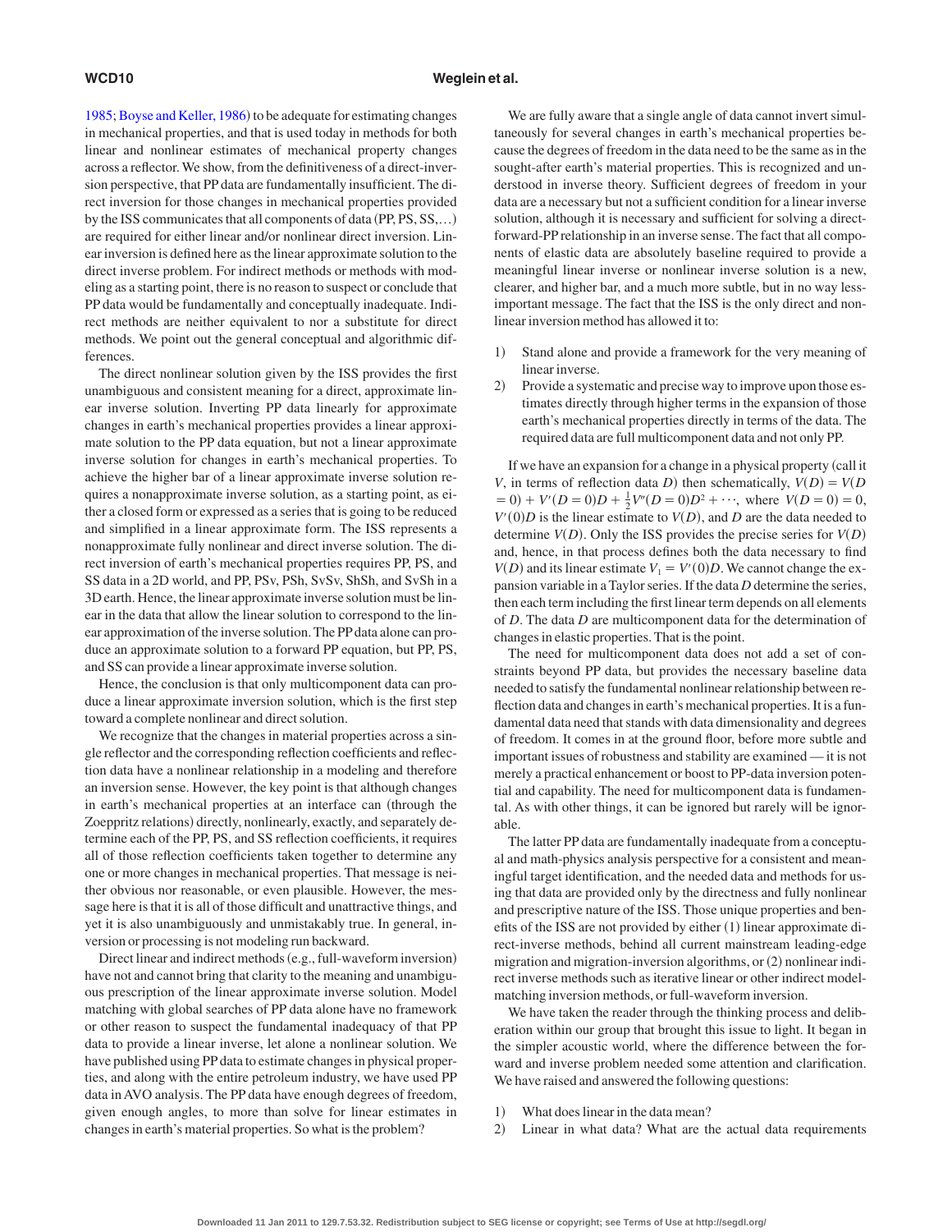1985; Boyse and Keller, 1986) to be adequate for estimating changes in mechanical properties, and that is used today in methods for both linear and nonlinear estimates of mechanical property changes across a reflector. We show, from the definitiveness of a direct-inversion perspective, that PP data are fundamentally insufficient. The direct inversion for those changes in mechanical properties provided by the ISS communicates that all components of data (PP, PS, SS,…) are required for either linear and/or nonlinear direct inversion. Linear inversion is defined here as the linear approximate solution to the direct inverse problem. For indirect methods or methods with modeling as a starting point, there is no reason to suspect or conclude that PP data would be fundamentally and conceptually inadequate. Indirect methods are neither equivalent to nor a substitute for direct methods. We point out the general conceptual and algorithmic differences.

The direct nonlinear solution given by the ISS provides the first unambiguous and consistent meaning for a direct, approximate linear inverse solution. Inverting PP data linearly for approximate changes in earth's mechanical properties provides a linear approximate solution to the PP data equation, but not a linear approximate inverse solution for changes in earth's mechanical properties. To achieve the higher bar of a linear approximate inverse solution requires a nonapproximate inverse solution, as a starting point, as either a closed form or expressed as a series that is going to be reduced and simplified in a linear approximate form. The ISS represents a nonapproximate fully nonlinear and direct inverse solution. The direct inversion of earth's mechanical properties requires PP, PS, and SS data in a 2D world, and PP, PSv, PSh, SvSv, ShSh, and SvSh in a 3D earth. Hence, the linear approximate inverse solution must be linear in the data that allow the linear solution to correspond to the linear approximation of the inverse solution. The PP data alone can produce an approximate solution to a forward PP equation, but PP, PS, and SS can provide a linear approximate inverse solution.

Hence, the conclusion is that only multicomponent data can produce a linear approximate inversion solution, which is the first step toward a complete nonlinear and direct solution.

We recognize that the changes in material properties across a single reflector and the corresponding reflection coefficients and reflection data have a nonlinear relationship in a modeling and therefore an inversion sense. However, the key point is that although changes in earth's mechanical properties at an interface can (through the Zoeppritz relations) directly, nonlinearly, exactly, and separately determine each of the PP, PS, and SS reflection coefficients, it requires all of those reflection coefficients taken together to determine any one or more changes in mechanical properties. That message is neither obvious nor reasonable, or even plausible. However, the message here is that it is all of those difficult and unattractive things, and yet it is also unambiguously and unmistakably true. In general, inversion or processing is not modeling run backward.

Direct linear and indirect methods (e.g., full-waveform inversion) have not and cannot bring that clarity to the meaning and unambiguous prescription of the linear approximate inverse solution. Model matching with global searches of PP data alone have no framework or other reason to suspect the fundamental inadequacy of that PP data to provide a linear inverse, let alone a nonlinear solution. We have published using PP data to estimate changes in physical properties, and along with the entire petroleum industry, we have used PP data in AVO analysis. The PP data have enough degrees of freedom, given enough angles, to more than solve for linear estimates in changes in earth's material properties. So what is the problem?

We are fully aware that a single angle of data cannot invert simultaneously for several changes in earth's mechanical properties because the degrees of freedom in the data need to be the same as in the sought-after earth's material properties. This is recognized and understood in inverse theory. Sufficient degrees of freedom in your data are a necessary but not a sufficient condition for a linear inverse solution, although it is necessary and sufficient for solving a direct-forward-PP relationship in an inverse sense. The fact that all components of elastic data are absolutely baseline required to provide a meaningful linear inverse or nonlinear inverse solution is a new, clearer, and higher bar, and a much more subtle, but in no way less-important message. The fact that the ISS is the only direct and nonlinear inversion method has allowed it to:

1) Stand alone and provide a framework for the very meaning of linear inverse.
2) Provide a systematic and precise way to improve upon those estimates directly through higher terms in the expansion of those earth's mechanical properties directly in terms of the data. The required data are full multicomponent data and not only PP.

If we have an expansion for a change in a physical property (call it $V$, in terms of reflection data $D$) then schematically, $V(D) = V(D = 0) + V'(D = 0)D + \frac{1}{2}V''(D = 0)D^2 + \cdots$, where $V(D = 0) = 0$, $V'(0)D$ is the linear estimate to $V(D)$, and $D$ are the data needed to determine $V(D)$. Only the ISS provides the precise series for $V(D)$ and, hence, in that process defines both the data necessary to find $V(D)$ and its linear estimate $V_1 = V'(0)D$. We cannot change the expansion variable in a Taylor series. If the data $D$ determine the series, then each term including the first linear term depends on all elements of $D$. The data $D$ are multicomponent data for the determination of changes in elastic properties. That is the point.

The need for multicomponent data does not add a set of constraints beyond PP data, but provides the necessary baseline data needed to satisfy the fundamental nonlinear relationship between reflection data and changes in earth's mechanical properties. It is a fundamental data need that stands with data dimensionality and degrees of freedom. It comes in at the ground floor, before more subtle and important issues of robustness and stability are examined — it is not merely a practical enhancement or boost to PP-data inversion potential and capability. The need for multicomponent data is fundamental. As with other things, it can be ignored but rarely will be ignorable.

The latter PP data are fundamentally inadequate from a conceptual and math-physics analysis perspective for a consistent and meaningful target identification, and the needed data and methods for using that data are provided only by the directness and fully nonlinear and prescriptive nature of the ISS. Those unique properties and benefits of the ISS are not provided by either (1) linear approximate direct-inverse methods, behind all current mainstream leading-edge migration and migration-inversion algorithms, or (2) nonlinear indirect inverse methods such as iterative linear or other indirect model-matching inversion methods, or full-waveform inversion.

We have taken the reader through the thinking process and deliberation within our group that brought this issue to light. It began in the simpler acoustic world, where the difference between the forward and inverse problem needed some attention and clarification. We have raised and answered the following questions:

1) What does linear in the data mean?
2) Linear in what data? What are the actual data requirements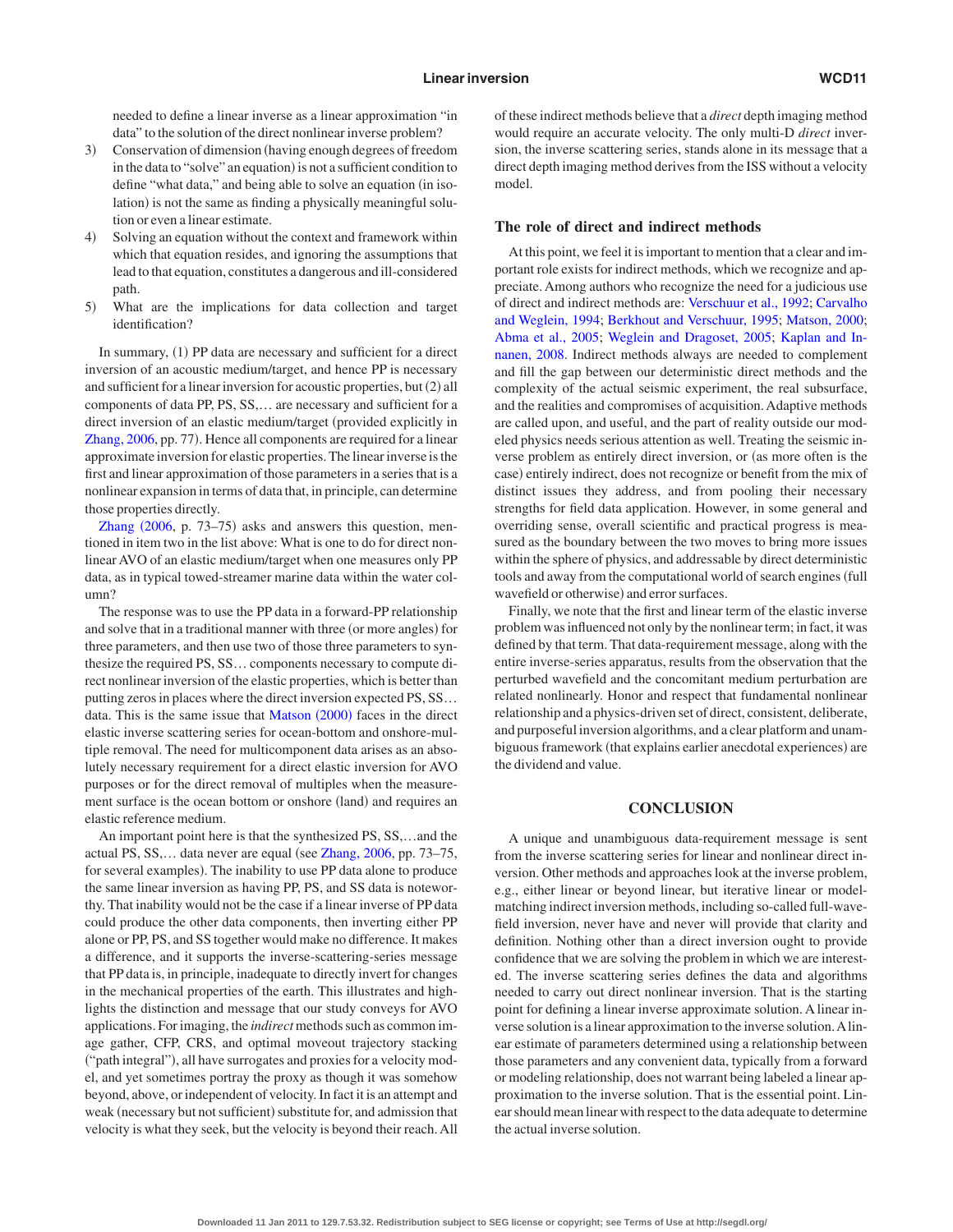needed to define a linear inverse as a linear approximation "in data" to the solution of the direct nonlinear inverse problem?

3) Conservation of dimension (having enough degrees of freedom in the data to "solve" an equation) is not a sufficient condition to define "what data," and being able to solve an equation (in isolation) is not the same as finding a physically meaningful solution or even a linear estimate.
4) Solving an equation without the context and framework within which that equation resides, and ignoring the assumptions that lead to that equation, constitutes a dangerous and ill-considered path.
5) What are the implications for data collection and target identification?

In summary, (1) PP data are necessary and sufficient for a direct inversion of an acoustic medium/target, and hence PP is necessary and sufficient for a linear inversion for acoustic properties, but (2) all components of data PP, PS, SS,… are necessary and sufficient for a direct inversion of an elastic medium/target (provided explicitly in Zhang, 2006, pp. 77). Hence all components are required for a linear approximate inversion for elastic properties. The linear inverse is the first and linear approximation of those parameters in a series that is a nonlinear expansion in terms of data that, in principle, can determine those properties directly.

Zhang (2006, p. 73–75) asks and answers this question, mentioned in item two in the list above: What is one to do for direct nonlinear AVO of an elastic medium/target when one measures only PP data, as in typical towed-streamer marine data within the water column?

The response was to use the PP data in a forward-PP relationship and solve that in a traditional manner with three (or more angles) for three parameters, and then use two of those three parameters to synthesize the required PS, SS… components necessary to compute direct nonlinear inversion of the elastic properties, which is better than putting zeros in places where the direct inversion expected PS, SS… data. This is the same issue that Matson (2000) faces in the direct elastic inverse scattering series for ocean-bottom and onshore-multiple removal. The need for multicomponent data arises as an absolutely necessary requirement for a direct elastic inversion for AVO purposes or for the direct removal of multiples when the measurement surface is the ocean bottom or onshore (land) and requires an elastic reference medium.

An important point here is that the synthesized PS, SS,…and the actual PS, SS,… data never are equal (see Zhang, 2006, pp. 73–75, for several examples). The inability to use PP data alone to produce the same linear inversion as having PP, PS, and SS data is noteworthy. That inability would not be the case if a linear inverse of PP data could produce the other data components, then inverting either PP alone or PP, PS, and SS together would make no difference. It makes a difference, and it supports the inverse-scattering-series message that PP data is, in principle, inadequate to directly invert for changes in the mechanical properties of the earth. This illustrates and highlights the distinction and message that our study conveys for AVO applications. For imaging, the *indirect* methods such as common image gather, CFP, CRS, and optimal moveout trajectory stacking ("path integral"), all have surrogates and proxies for a velocity model, and yet sometimes portray the proxy as though it was somehow beyond, above, or independent of velocity. In fact it is an attempt and weak (necessary but not sufficient) substitute for, and admission that velocity is what they seek, but the velocity is beyond their reach. All of these indirect methods believe that a *direct* depth imaging method would require an accurate velocity. The only multi-D *direct* inversion, the inverse scattering series, stands alone in its message that a direct depth imaging method derives from the ISS without a velocity model.

### The role of direct and indirect methods

At this point, we feel it is important to mention that a clear and important role exists for indirect methods, which we recognize and appreciate. Among authors who recognize the need for a judicious use of direct and indirect methods are: Verschuur et al., 1992; Carvalho and Weglein, 1994; Berkhout and Verschuur, 1995; Matson, 2000; Abma et al., 2005; Weglein and Dragoset, 2005; Kaplan and Innanen, 2008. Indirect methods always are needed to complement and fill the gap between our deterministic direct methods and the complexity of the actual seismic experiment, the real subsurface, and the realities and compromises of acquisition. Adaptive methods are called upon, and useful, and the part of reality outside our modeled physics needs serious attention as well. Treating the seismic inverse problem as entirely direct inversion, or (as more often is the case) entirely indirect, does not recognize or benefit from the mix of distinct issues they address, and from pooling their necessary strengths for field data application. However, in some general and overriding sense, overall scientific and practical progress is measured as the boundary between the two moves to bring more issues within the sphere of physics, and addressable by direct deterministic tools and away from the computational world of search engines (full wavefield or otherwise) and error surfaces.

Finally, we note that the first and linear term of the elastic inverse problem was influenced not only by the nonlinear term; in fact, it was defined by that term. That data-requirement message, along with the entire inverse-series apparatus, results from the observation that the perturbed wavefield and the concomitant medium perturbation are related nonlinearly. Honor and respect that fundamental nonlinear relationship and a physics-driven set of direct, consistent, deliberate, and purposeful inversion algorithms, and a clear platform and unambiguous framework (that explains earlier anecdotal experiences) are the dividend and value.

## CONCLUSION

A unique and unambiguous data-requirement message is sent from the inverse scattering series for linear and nonlinear direct inversion. Other methods and approaches look at the inverse problem, e.g., either linear or beyond linear, but iterative linear or model-matching indirect inversion methods, including so-called full-wavefield inversion, never have and never will provide that clarity and definition. Nothing other than a direct inversion ought to provide confidence that we are solving the problem in which we are interested. The inverse scattering series defines the data and algorithms needed to carry out direct nonlinear inversion. That is the starting point for defining a linear inverse approximate solution. A linear inverse solution is a linear approximation to the inverse solution. A linear estimate of parameters determined using a relationship between those parameters and any convenient data, typically from a forward or modeling relationship, does not warrant being labeled a linear approximation to the inverse solution. That is the essential point. Linear should mean linear with respect to the data adequate to determine the actual inverse solution.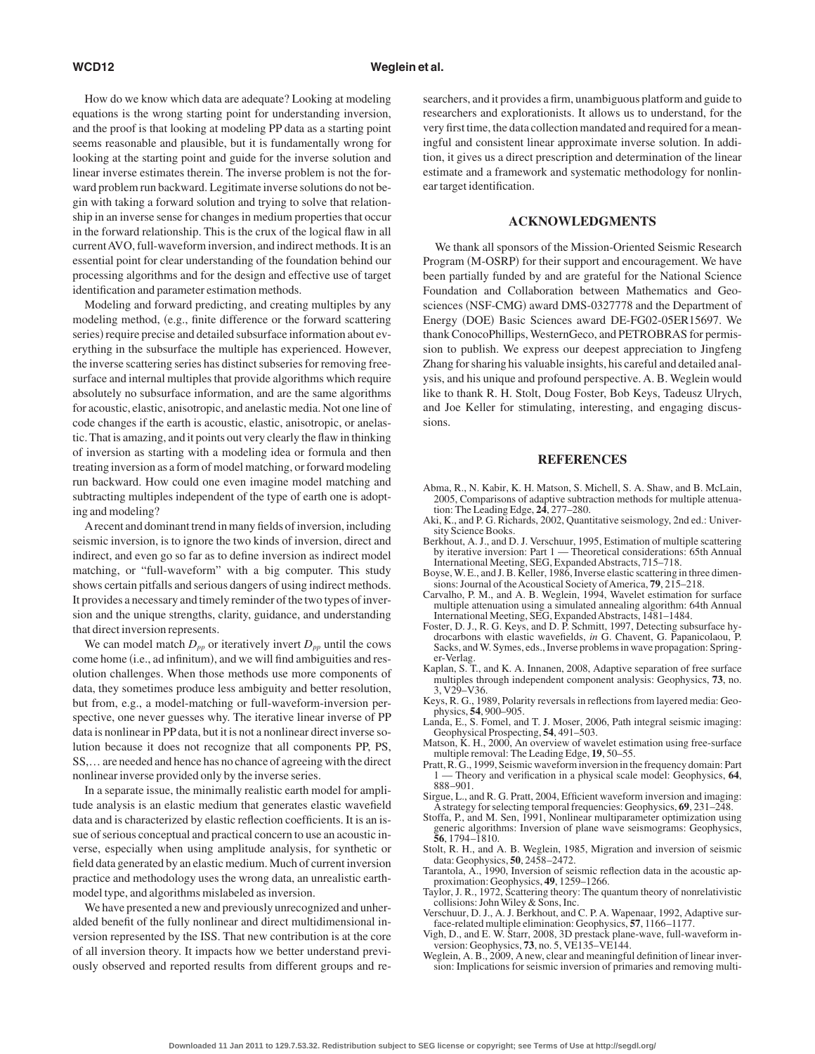How do we know which data are adequate? Looking at modeling equations is the wrong starting point for understanding inversion, and the proof is that looking at modeling PP data as a starting point seems reasonable and plausible, but it is fundamentally wrong for looking at the starting point and guide for the inverse solution and linear inverse estimates therein. The inverse problem is not the forward problem run backward. Legitimate inverse solutions do not begin with taking a forward solution and trying to solve that relationship in an inverse sense for changes in medium properties that occur in the forward relationship. This is the crux of the logical flaw in all current AVO, full-waveform inversion, and indirect methods. It is an essential point for clear understanding of the foundation behind our processing algorithms and for the design and effective use of target identification and parameter estimation methods.

Modeling and forward predicting, and creating multiples by any modeling method, (e.g., finite difference or the forward scattering series) require precise and detailed subsurface information about everything in the subsurface the multiple has experienced. However, the inverse scattering series has distinct subseries for removing free-surface and internal multiples that provide algorithms which require absolutely no subsurface information, and are the same algorithms for acoustic, elastic, anisotropic, and anelastic media. Not one line of code changes if the earth is acoustic, elastic, anisotropic, or anelastic. That is amazing, and it points out very clearly the flaw in thinking of inversion as starting with a modeling idea or formula and then treating inversion as a form of model matching, or forward modeling run backward. How could one even imagine model matching and subtracting multiples independent of the type of earth one is adopting and modeling?

A recent and dominant trend in many fields of inversion, including seismic inversion, is to ignore the two kinds of inversion, direct and indirect, and even go so far as to define inversion as indirect model matching, or "full-waveform" with a big computer. This study shows certain pitfalls and serious dangers of using indirect methods. It provides a necessary and timely reminder of the two types of inversion and the unique strengths, clarity, guidance, and understanding that direct inversion represents.

We can model match $D_{pp}$ or iteratively invert $D_{pp}$ until the cows come home (i.e., ad infinitum), and we will find ambiguities and resolution challenges. When those methods use more components of data, they sometimes produce less ambiguity and better resolution, but from, e.g., a model-matching or full-waveform-inversion perspective, one never guesses why. The iterative linear inverse of PP data is nonlinear in PP data, but it is not a nonlinear direct inverse solution because it does not recognize that all components PP, PS, SS,… are needed and hence has no chance of agreeing with the direct nonlinear inverse provided only by the inverse series.

In a separate issue, the minimally realistic earth model for amplitude analysis is an elastic medium that generates elastic wavefield data and is characterized by elastic reflection coefficients. It is an issue of serious conceptual and practical concern to use an acoustic inverse, especially when using amplitude analysis, for synthetic or field data generated by an elastic medium. Much of current inversion practice and methodology uses the wrong data, an unrealistic earth-model type, and algorithms mislabeled as inversion.

We have presented a new and previously unrecognized and unheralded benefit of the fully nonlinear and direct multidimensional inversion represented by the ISS. That new contribution is at the core of all inversion theory. It impacts how we better understand previously observed and reported results from different groups and researchers, and it provides a firm, unambiguous platform and guide to researchers and explorationists. It allows us to understand, for the very first time, the data collection mandated and required for a meaningful and consistent linear approximate inverse solution. In addition, it gives us a direct prescription and determination of the linear estimate and a framework and systematic methodology for nonlinear target identification.

## ACKNOWLEDGMENTS

We thank all sponsors of the Mission-Oriented Seismic Research Program (M-OSRP) for their support and encouragement. We have been partially funded by and are grateful for the National Science Foundation and Collaboration between Mathematics and Geosciences (NSF-CMG) award DMS-0327778 and the Department of Energy (DOE) Basic Sciences award DE-FG02-05ER15697. We thank ConocoPhillips, WesternGeco, and PETROBRAS for permission to publish. We express our deepest appreciation to Jingfeng Zhang for sharing his valuable insights, his careful and detailed analysis, and his unique and profound perspective. A. B. Weglein would like to thank R. H. Stolt, Doug Foster, Bob Keys, Tadeusz Ulrych, and Joe Keller for stimulating, interesting, and engaging discussions.

## REFERENCES

Abma, R., N. Kabir, K. H. Matson, S. Michell, S. A. Shaw, and B. McLain, 2005, Comparisons of adaptive subtraction methods for multiple attenuation: The Leading Edge, **24**, 277–280.

Aki, K., and P. G. Richards, 2002, Quantitative seismology, 2nd ed.: University Science Books.

Berkhout, A. J., and D. J. Verschuur, 1995, Estimation of multiple scattering by iterative inversion: Part 1 — Theoretical considerations: 65th Annual International Meeting, SEG, Expanded Abstracts, 715–718.

Boyse, W. E., and J. B. Keller, 1986, Inverse elastic scattering in three dimensions: Journal of the Acoustical Society of America, **79**, 215–218.

Carvalho, P. M., and A. B. Weglein, 1994, Wavelet estimation for surface multiple attenuation using a simulated annealing algorithm: 64th Annual International Meeting, SEG, Expanded Abstracts, 1481–1484.

Foster, D. J., R. G. Keys, and D. P. Schmitt, 1997, Detecting subsurface hydrocarbons with elastic wavefields, *in* G. Chavent, G. Papanicolaou, P. Sacks, and W. Symes, eds., Inverse problems in wave propagation: Springer-Verlag.

Kaplan, S. T., and K. A. Innanen, 2008, Adaptive separation of free surface multiples through independent component analysis: Geophysics, **73**, no. 3, V29–V36.

Keys, R. G., 1989, Polarity reversals in reflections from layered media: Geophysics, **54**, 900–905.

Landa, E., S. Fomel, and T. J. Moser, 2006, Path integral seismic imaging: Geophysical Prospecting, **54**, 491–503.

Matson, K. H., 2000, An overview of wavelet estimation using free-surface multiple removal: The Leading Edge, **19**, 50–55.

Pratt, R. G., 1999, Seismic waveform inversion in the frequency domain: Part 1 — Theory and verification in a physical scale model: Geophysics, **64**, 888–901.

Sirgue, L., and R. G. Pratt, 2004, Efficient waveform inversion and imaging: A strategy for selecting temporal frequencies: Geophysics, **69**, 231–248.

Stoffa, P., and M. Sen, 1991, Nonlinear multiparameter optimization using generic algorithms: Inversion of plane wave seismograms: Geophysics, **56**, 1794–1810.

Stolt, R. H., and A. B. Weglein, 1985, Migration and inversion of seismic data: Geophysics, **50**, 2458–2472.

Tarantola, A., 1990, Inversion of seismic reflection data in the acoustic approximation: Geophysics, **49**, 1259–1266.

Taylor, J. R., 1972, Scattering theory: The quantum theory of nonrelativistic collisions: John Wiley & Sons, Inc.

Verschuur, D. J., A. J. Berkhout, and C. P. A. Wapenaar, 1992, Adaptive surface-related multiple elimination: Geophysics, **57**, 1166–1177.

Vigh, D., and E. W. Starr, 2008, 3D prestack plane-wave, full-waveform inversion: Geophysics, **73**, no. 5, VE135–VE144.

Weglein, A. B., 2009, A new, clear and meaningful definition of linear inversion: Implications for seismic inversion of primaries and removing multi-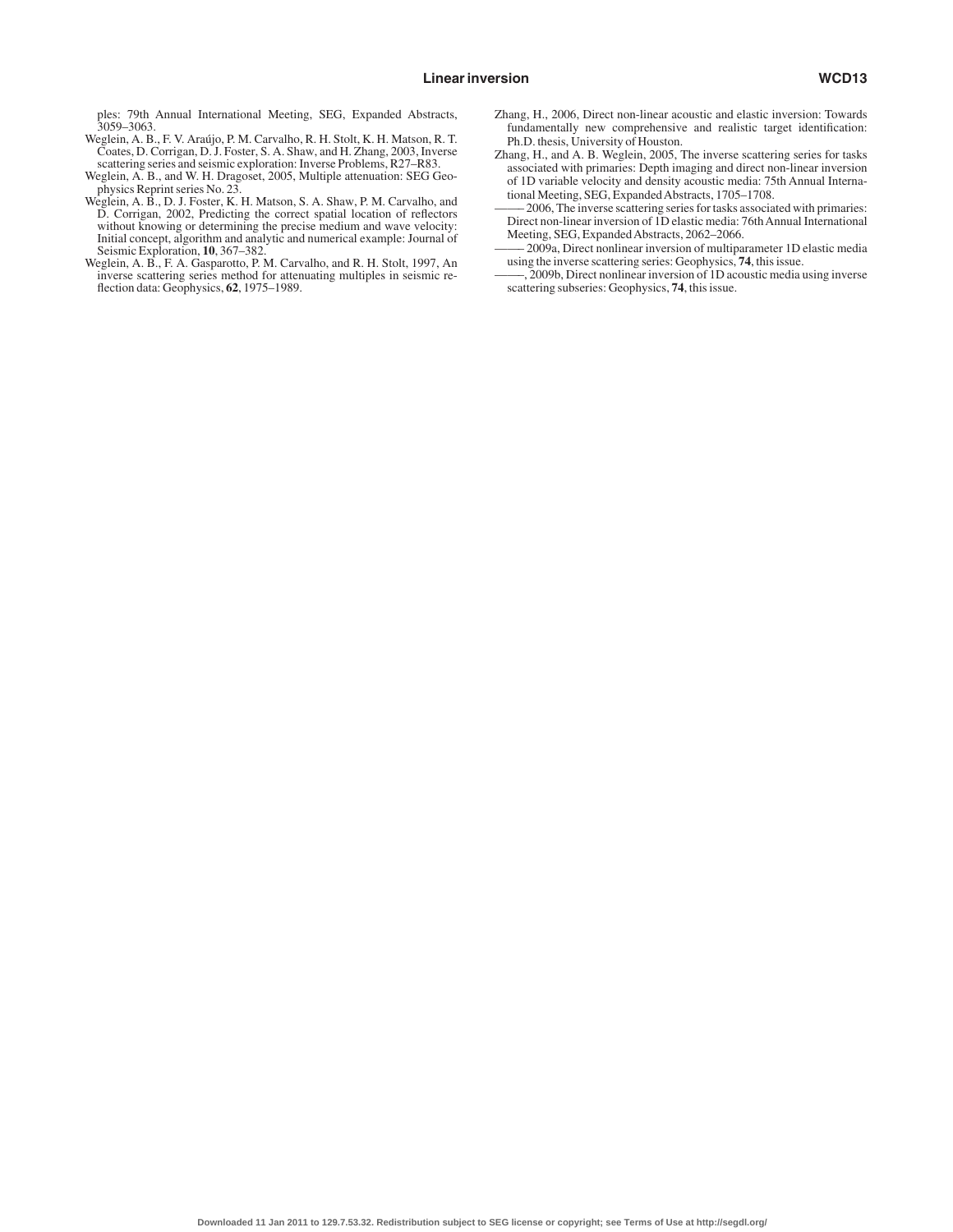ples: 79th Annual International Meeting, SEG, Expanded Abstracts, 3059–3063.

Weglein, A. B., F. V. Araújo, P. M. Carvalho, R. H. Stolt, K. H. Matson, R. T. Coates, D. Corrigan, D. J. Foster, S. A. Shaw, and H. Zhang, 2003, Inverse scattering series and seismic exploration: Inverse Problems, R27–R83.

Weglein, A. B., and W. H. Dragoset, 2005, Multiple attenuation: SEG Geophysics Reprint series No. 23.

Weglein, A. B., D. J. Foster, K. H. Matson, S. A. Shaw, P. M. Carvalho, and D. Corrigan, 2002, Predicting the correct spatial location of reflectors without knowing or determining the precise medium and wave velocity: Initial concept, algorithm and analytic and numerical example: Journal of Seismic Exploration, **10**, 367–382.

Weglein, A. B., F. A. Gasparotto, P. M. Carvalho, and R. H. Stolt, 1997, An inverse scattering series method for attenuating multiples in seismic reflection data: Geophysics, **62**, 1975–1989.

Zhang, H., 2006, Direct non-linear acoustic and elastic inversion: Towards fundamentally new comprehensive and realistic target identification: Ph.D. thesis, University of Houston.

Zhang, H., and A. B. Weglein, 2005, The inverse scattering series for tasks associated with primaries: Depth imaging and direct non-linear inversion of 1D variable velocity and density acoustic media: 75th Annual International Meeting, SEG, Expanded Abstracts, 1705–1708.

——— 2006, The inverse scattering series for tasks associated with primaries: Direct non-linear inversion of 1D elastic media: 76th Annual International Meeting, SEG, Expanded Abstracts, 2062–2066.

——— 2009a, Direct nonlinear inversion of multiparameter 1D elastic media using the inverse scattering series: Geophysics, **74**, this issue.

———, 2009b, Direct nonlinear inversion of 1D acoustic media using inverse scattering subseries: Geophysics, **74**, this issue.